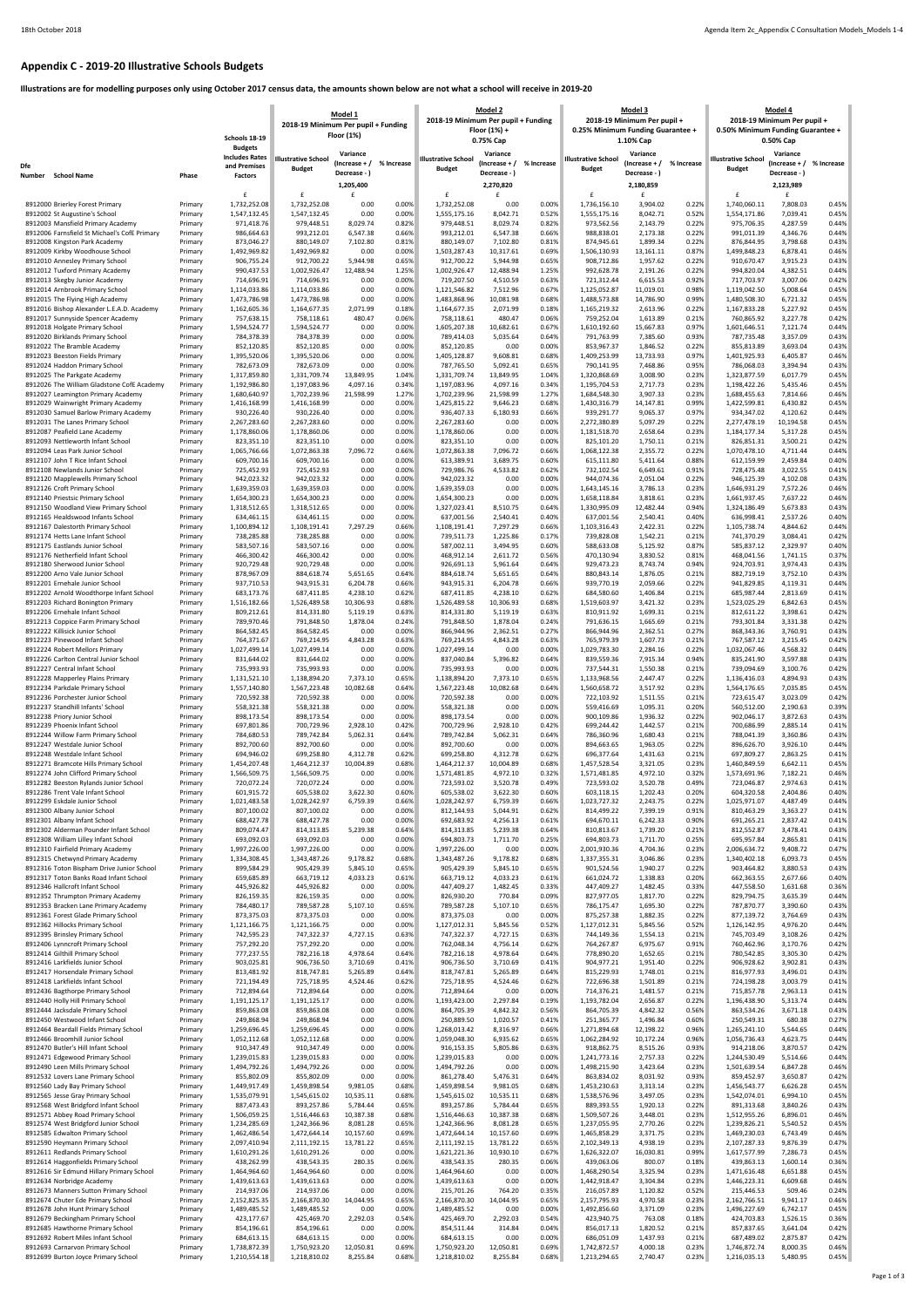## Appendix C - 2019-20 Illustrative Schools Budgets

**Illustrations are for modelling purposes only using October 2017 census data, the amounts shown below are not what a school will receive in 2019-20**

| | | | Schools 18-19 | Model 1 | | | Model 2 | | | Model 3 | | | Model 4 | | |
|---|---|---|---|---|---|---|---|---|---|---|---|---|---|---|---|
| | | | | 2018-19 Minimum Per pupil + Funding Floor (1%) | | | 2018-19 Minimum Per pupil + Funding Floor (1%) + 0.75% Cap | | | 2018-19 Minimum Per pupil + 0.25% Minimum Funding Guarantee + 1.10% Cap | | | 2018-19 Minimum Per pupil + 0.50% Minimum Funding Guarantee + 0.50% Cap | | |
| Dfe Number | School Name | Phase | Budgets Includes Rates and Premises Factors | Illustrative School Budget | Variance (Increase + / Decrease - ) | % Increase | Illustrative School Budget | Variance (Increase + / Decrease - ) | % Increase | Illustrative School Budget | Variance (Increase + / Decrease - ) | % Increase | Illustrative School Budget | Variance (Increase + / Decrease - ) | % Increase |
| | | | | | 1,205,400 | | | 2,270,820 | | | 2,180,859 | | | 2,123,989 | |
| | | | £ | £ | £ | | £ | £ | | £ | £ | | £ | £ | |
| 8912000 | Brierley Forest Primary | Primary | 1,732,252.08 | 1,732,252.08 | 0.00 | 0.00% | 1,732,252.08 | 0.00 | 0.00% | 1,736,156.10 | 3,904.02 | 0.22% | 1,740,060.11 | 7,808.03 | 0.45% |
| 8912002 | St Augustine's School | Primary | 1,547,132.45 | 1,547,132.45 | 0.00 | 0.00% | 1,555,175.16 | 8,042.71 | 0.52% | 1,555,175.16 | 8,042.71 | 0.52% | 1,554,171.86 | 7,039.41 | 0.45% |
| 8912003 | Mansfield Primary Academy | Primary | 971,418.76 | 979,448.51 | 8,029.74 | 0.82% | 979,448.51 | 8,029.74 | 0.82% | 973,562.56 | 2,143.79 | 0.22% | 975,706.35 | 4,287.59 | 0.44% |
| 8912006 | Farnsfield St Michael's CofE Primary | Primary | 986,664.63 | 993,212.01 | 6,547.38 | 0.66% | 993,212.01 | 6,547.38 | 0.66% | 988,838.01 | 2,173.38 | 0.22% | 991,011.39 | 4,346.76 | 0.44% |
| 8912008 | Kingston Park Academy | Primary | 873,046.27 | 880,149.07 | 7,102.80 | 0.81% | 880,149.07 | 7,102.80 | 0.81% | 874,945.61 | 1,899.34 | 0.22% | 876,844.95 | 3,798.68 | 0.43% |
| 8912009 | Kirkby Woodhouse School | Primary | 1,492,969.82 | 1,492,969.82 | 0.00 | 0.00% | 1,503,287.43 | 10,317.61 | 0.69% | 1,506,130.93 | 13,161.11 | 0.87% | 1,499,848.23 | 6,878.41 | 0.46% |
| 8912010 | Annesley Primary School | Primary | 906,755.24 | 912,700.22 | 5,944.98 | 0.65% | 912,700.22 | 5,944.98 | 0.65% | 908,712.86 | 1,957.62 | 0.22% | 910,670.47 | 3,915.23 | 0.43% |
| 8912012 | Tuxford Primary Academy | Primary | 990,437.53 | 1,002,926.47 | 12,488.94 | 1.25% | 1,002,926.47 | 12,488.94 | 1.25% | 992,628.78 | 2,191.26 | 0.22% | 994,820.04 | 4,382.51 | 0.44% |
| 8912013 | Skegby Junior Academy | Primary | 714,696.91 | 714,696.91 | 0.00 | 0.00% | 719,207.50 | 4,510.59 | 0.63% | 721,312.44 | 6,615.53 | 0.92% | 717,703.97 | 3,007.06 | 0.42% |
| 8912014 | Ambrook Primary School | Primary | 1,114,033.86 | 1,114,033.86 | 0.00 | 0.00% | 1,121,546.82 | 7,512.96 | 0.67% | 1,125,052.87 | 11,019.01 | 0.98% | 1,119,042.50 | 5,008.64 | 0.45% |
| 8912015 | The Flying High Academy | Primary | 1,473,786.98 | 1,473,786.98 | 0.00 | 0.00% | 1,483,868.96 | 10,081.98 | 0.68% | 1,488,573.88 | 14,786.90 | 0.99% | 1,480,508.30 | 6,721.32 | 0.45% |
| 8912016 | Bishop Alexander L.E.A.D. Academy | Primary | 1,162,605.36 | 1,164,677.35 | 2,071.99 | 0.18% | 1,164,677.35 | 2,071.99 | 0.18% | 1,165,219.32 | 2,613.96 | 0.22% | 1,167,833.28 | 5,227.92 | 0.45% |
| 8912017 | Sunnyside Spencer Academy | Primary | 757,638.15 | 758,118.61 | 480.47 | 0.06% | 758,118.61 | 480.47 | 0.06% | 759,252.04 | 1,613.89 | 0.21% | 760,865.92 | 3,227.78 | 0.42% |
| 8912018 | Holgate Primary School | Primary | 1,594,524.77 | 1,594,524.77 | 0.00 | 0.00% | 1,605,207.38 | 10,682.61 | 0.67% | 1,610,192.60 | 15,667.83 | 0.97% | 1,601,646.51 | 7,121.74 | 0.44% |
| 8912020 | Birklands Primary School | Primary | 784,378.39 | 784,378.39 | 0.00 | 0.00% | 789,414.03 | 5,035.64 | 0.64% | 791,763.99 | 7,385.60 | 0.93% | 787,735.48 | 3,357.09 | 0.43% |
| 8912022 | The Bramble Academy | Primary | 852,120.85 | 852,120.85 | 0.00 | 0.00% | 852,120.85 | 0.00 | 0.00% | 853,967.37 | 1,846.52 | 0.22% | 855,813.89 | 3,693.04 | 0.43% |
| 8912023 | Beeston Fields Primary | Primary | 1,395,520.06 | 1,395,520.06 | 0.00 | 0.00% | 1,405,128.87 | 9,608.81 | 0.68% | 1,409,253.99 | 13,733.93 | 0.97% | 1,401,925.93 | 6,405.87 | 0.46% |
| 8912024 | Haddon Primary School | Primary | 782,673.09 | 782,673.09 | 0.00 | 0.00% | 787,765.50 | 5,092.41 | 0.65% | 790,141.95 | 7,468.86 | 0.95% | 786,068.03 | 3,394.94 | 0.43% |
| 8912025 | The Parkgate Academy | Primary | 1,317,859.80 | 1,331,709.74 | 13,849.95 | 1.04% | 1,331,709.74 | 13,849.95 | 1.04% | 1,320,868.69 | 3,008.90 | 0.23% | 1,323,877.59 | 6,017.79 | 0.45% |
| 8912026 | The William Gladstone CofE Academy | Primary | 1,192,986.80 | 1,197,083.96 | 4,097.16 | 0.34% | 1,197,083.96 | 4,097.16 | 0.34% | 1,195,704.53 | 2,717.73 | 0.23% | 1,198,422.26 | 5,435.46 | 0.45% |
| 8912027 | Leamington Primary Academy | Primary | 1,680,640.97 | 1,702,239.96 | 21,598.99 | 1.27% | 1,702,239.96 | 21,598.99 | 1.27% | 1,684,548.30 | 3,907.33 | 0.23% | 1,688,455.63 | 7,814.66 | 0.46% |
| 8912029 | Wainwright Primary Academy | Primary | 1,416,168.99 | 1,416,168.99 | 0.00 | 0.00% | 1,425,815.22 | 9,646.23 | 0.68% | 1,430,316.79 | 14,147.81 | 0.99% | 1,422,599.81 | 6,430.82 | 0.45% |
| 8912030 | Samuel Barlow Primary Academy | Primary | 930,226.40 | 930,226.40 | 0.00 | 0.00% | 936,407.33 | 6,180.93 | 0.66% | 939,291.77 | 9,065.37 | 0.97% | 934,347.02 | 4,120.62 | 0.44% |
| 8912031 | The Lanes Primary School | Primary | 2,267,283.60 | 2,267,283.60 | 0.00 | 0.00% | 2,267,283.60 | 0.00 | 0.00% | 2,272,380.89 | 5,097.29 | 0.22% | 2,277,478.19 | 10,194.58 | 0.45% |
| 8912087 | Peafield Lane Academy | Primary | 1,178,860.06 | 1,178,860.06 | 0.00 | 0.00% | 1,178,860.06 | 0.00 | 0.00% | 1,181,518.70 | 2,658.64 | 0.23% | 1,184,177.34 | 5,317.28 | 0.45% |
| 8912093 | Nettleworth Infant School | Primary | 823,351.10 | 823,351.10 | 0.00 | 0.00% | 823,351.10 | 0.00 | 0.00% | 825,101.20 | 1,750.11 | 0.21% | 826,851.31 | 3,500.21 | 0.42% |
| 8912094 | Leas Park Junior School | Primary | 1,065,766.66 | 1,072,863.38 | 7,096.72 | 0.66% | 1,072,863.38 | 7,096.72 | 0.66% | 1,068,122.38 | 2,355.72 | 0.22% | 1,070,478.10 | 4,711.44 | 0.44% |
| 8912107 | John T Rice Infant School | Primary | 609,700.16 | 609,700.16 | 0.00 | 0.00% | 613,389.91 | 3,689.75 | 0.60% | 615,111.80 | 5,411.64 | 0.88% | 612,159.99 | 2,459.84 | 0.40% |
| 8912108 | Newlands Junior School | Primary | 725,452.93 | 725,452.93 | 0.00 | 0.00% | 729,986.76 | 4,533.82 | 0.62% | 732,102.54 | 6,649.61 | 0.91% | 728,475.48 | 3,022.55 | 0.41% |
| 8912120 | Mapplewells Primary School | Primary | 942,023.32 | 942,023.32 | 0.00 | 0.00% | 942,023.32 | 0.00 | 0.00% | 944,074.36 | 2,051.04 | 0.22% | 946,125.39 | 4,102.08 | 0.43% |
| 8912126 | Croft Primary School | Primary | 1,639,359.03 | 1,639,359.03 | 0.00 | 0.00% | 1,639,359.03 | 0.00 | 0.00% | 1,643,145.16 | 3,786.13 | 0.23% | 1,646,931.29 | 7,572.26 | 0.46% |
| 8912140 | Priestsic Primary School | Primary | 1,654,300.23 | 1,654,300.23 | 0.00 | 0.00% | 1,654,300.23 | 0.00 | 0.00% | 1,658,118.84 | 3,818.61 | 0.23% | 1,661,937.45 | 7,637.22 | 0.46% |
| 8912150 | Woodland View Primary School | Primary | 1,318,512.65 | 1,318,512.65 | 0.00 | 0.00% | 1,327,023.41 | 8,510.75 | 0.64% | 1,330,995.09 | 12,482.44 | 0.94% | 1,324,186.49 | 5,673.83 | 0.43% |
| 8912165 | Healdswood Infants School | Primary | 634,461.15 | 634,461.15 | 0.00 | 0.00% | 637,001.56 | 2,540.41 | 0.40% | 637,001.56 | 2,540.41 | 0.40% | 636,998.41 | 2,537.26 | 0.40% |
| 8912167 | Dalestorth Primary School | Primary | 1,100,894.12 | 1,108,191.41 | 7,297.29 | 0.66% | 1,108,191.41 | 7,297.29 | 0.66% | 1,103,316.43 | 2,422.31 | 0.22% | 1,105,738.74 | 4,844.62 | 0.44% |
| 8912174 | Hetts Lane Infant School | Primary | 738,285.88 | 738,285.88 | 0.00 | 0.00% | 739,511.73 | 1,225.86 | 0.17% | 739,828.08 | 1,542.21 | 0.21% | 741,370.29 | 3,084.41 | 0.42% |
| 8912175 | Eastlands Junior School | Primary | 583,507.16 | 583,507.16 | 0.00 | 0.00% | 587,002.11 | 3,494.95 | 0.60% | 588,633.08 | 5,125.92 | 0.87% | 585,837.12 | 2,329.97 | 0.40% |
| 8912176 | Netherfield Infant School | Primary | 466,300.42 | 466,300.42 | 0.00 | 0.00% | 468,912.14 | 2,611.72 | 0.56% | 470,130.94 | 3,830.52 | 0.81% | 468,041.56 | 1,741.15 | 0.37% |
| 8912180 | Sherwood Junior School | Primary | 920,729.48 | 920,729.48 | 0.00 | 0.00% | 926,691.13 | 5,961.64 | 0.64% | 929,473.23 | 8,743.74 | 0.94% | 924,703.91 | 3,974.43 | 0.43% |
| 8912200 | Arno Vale Junior School | Primary | 878,967.09 | 884,618.74 | 5,651.65 | 0.64% | 884,618.74 | 5,651.65 | 0.64% | 880,843.14 | 1,876.05 | 0.21% | 882,719.19 | 3,752.10 | 0.43% |
| 8912201 | Ernehale Junior School | Primary | 937,710.53 | 943,915.31 | 6,204.78 | 0.66% | 943,915.31 | 6,204.78 | 0.66% | 939,770.19 | 2,059.66 | 0.22% | 941,829.85 | 4,119.31 | 0.44% |
| 8912202 | Arnold Woodthorpe Infant School | Primary | 683,173.76 | 687,411.85 | 4,238.10 | 0.62% | 687,411.85 | 4,238.10 | 0.62% | 684,580.60 | 1,406.84 | 0.21% | 685,987.44 | 2,813.69 | 0.41% |
| 8912203 | Richard Bonington Primary | Primary | 1,516,182.66 | 1,526,489.58 | 10,306.93 | 0.68% | 1,526,489.58 | 10,306.93 | 0.68% | 1,519,603.97 | 3,421.32 | 0.23% | 1,523,025.29 | 6,842.63 | 0.45% |
| 8912206 | Ernehale Infant School | Primary | 809,212.61 | 814,331.80 | 5,119.19 | 0.63% | 814,331.80 | 5,119.19 | 0.63% | 810,911.92 | 1,699.31 | 0.21% | 812,611.22 | 3,398.61 | 0.42% |
| 8912213 | Coppice Farm Primary School | Primary | 789,970.46 | 791,848.50 | 1,878.04 | 0.24% | 791,848.50 | 1,878.04 | 0.24% | 791,636.15 | 1,665.69 | 0.21% | 793,301.84 | 3,331.38 | 0.42% |
| 8912222 | Killisick Junior School | Primary | 864,582.45 | 864,582.45 | 0.00 | 0.00% | 866,944.96 | 2,362.51 | 0.27% | 866,944.96 | 2,362.51 | 0.27% | 868,343.36 | 3,760.91 | 0.43% |
| 8912223 | Pinewood Infant School | Primary | 764,371.67 | 769,214.95 | 4,843.28 | 0.63% | 769,214.95 | 4,843.28 | 0.63% | 765,979.39 | 1,607.73 | 0.21% | 767,587.12 | 3,215.45 | 0.42% |
| 8912224 | Robert Mellors Primary | Primary | 1,027,499.14 | 1,027,499.14 | 0.00 | 0.00% | 1,027,499.14 | 0.00 | 0.00% | 1,029,783.30 | 2,284.16 | 0.22% | 1,032,067.46 | 4,568.32 | 0.44% |
| 8912226 | Carlton Central Junior School | Primary | 831,644.02 | 831,644.02 | 0.00 | 0.00% | 837,040.84 | 5,396.82 | 0.64% | 839,559.36 | 7,915.34 | 0.94% | 835,241.90 | 3,597.88 | 0.43% |
| 8912227 | Central Infant School | Primary | 735,993.93 | 735,993.93 | 0.00 | 0.00% | 735,993.93 | 0.00 | 0.00% | 737,544.31 | 1,550.38 | 0.21% | 739,094.69 | 3,100.76 | 0.42% |
| 8912228 | Mapperley Plains Primary | Primary | 1,131,521.10 | 1,138,894.20 | 7,373.10 | 0.65% | 1,138,894.20 | 7,373.10 | 0.65% | 1,133,968.56 | 2,447.47 | 0.22% | 1,136,416.03 | 4,894.93 | 0.43% |
| 8912234 | Parkdale Primary School | Primary | 1,557,140.80 | 1,567,223.48 | 10,082.68 | 0.64% | 1,567,223.48 | 10,082.68 | 0.64% | 1,560,658.72 | 3,517.92 | 0.23% | 1,564,176.65 | 7,035.85 | 0.45% |
| 8912236 | Porchester Junior School | Primary | 720,592.38 | 720,592.38 | 0.00 | 0.00% | 720,592.38 | 0.00 | 0.00% | 722,103.92 | 1,511.55 | 0.21% | 723,615.47 | 3,023.09 | 0.42% |
| 8912237 | Standhill Infants' School | Primary | 558,321.38 | 558,321.38 | 0.00 | 0.00% | 558,321.38 | 0.00 | 0.00% | 559,416.69 | 1,095.31 | 0.20% | 560,512.00 | 2,190.63 | 0.39% |
| 8912238 | Priory Junior School | Primary | 898,173.54 | 898,173.54 | 0.00 | 0.00% | 898,173.54 | 0.00 | 0.00% | 900,109.86 | 1,936.32 | 0.22% | 902,046.17 | 3,872.63 | 0.43% |
| 8912239 | Phoenix Infant School | Primary | 697,801.86 | 700,729.96 | 2,928.10 | 0.42% | 700,729.96 | 2,928.10 | 0.42% | 699,244.42 | 1,442.57 | 0.21% | 700,686.99 | 2,885.14 | 0.41% |
| 8912244 | Willow Farm Primary School | Primary | 784,680.53 | 789,742.84 | 5,062.31 | 0.64% | 789,742.84 | 5,062.31 | 0.64% | 786,360.96 | 1,680.43 | 0.21% | 788,041.39 | 3,360.86 | 0.43% |
| 8912247 | Westdale Junior School | Primary | 892,700.60 | 892,700.60 | 0.00 | 0.00% | 892,700.60 | 0.00 | 0.00% | 894,663.65 | 1,963.05 | 0.22% | 896,626.70 | 3,926.10 | 0.44% |
| 8912248 | Westdale Infant School | Primary | 694,946.02 | 699,258.80 | 4,312.78 | 0.62% | 699,258.80 | 4,312.78 | 0.62% | 696,377.64 | 1,431.63 | 0.21% | 697,809.27 | 2,863.25 | 0.41% |
| 8912271 | Bramcote Hills Primary School | Primary | 1,454,207.48 | 1,464,212.37 | 10,004.89 | 0.68% | 1,464,212.37 | 10,004.89 | 0.68% | 1,457,528.54 | 3,321.05 | 0.23% | 1,460,849.59 | 6,642.11 | 0.45% |
| 8912274 | John Clifford Primary School | Primary | 1,566,509.75 | 1,566,509.75 | 0.00 | 0.00% | 1,571,481.85 | 4,972.10 | 0.32% | 1,571,481.85 | 4,972.10 | 0.32% | 1,573,691.96 | 7,182.21 | 0.46% |
| 8912282 | Beeston Rylands Junior School | Primary | 720,072.24 | 720,072.24 | 0.00 | 0.00% | 723,593.02 | 3,520.78 | 0.49% | 723,593.02 | 3,520.78 | 0.49% | 723,046.87 | 2,974.63 | 0.41% |
| 8912286 | Trent Vale Infant School | Primary | 601,915.72 | 605,538.02 | 3,622.30 | 0.60% | 605,538.02 | 3,622.30 | 0.60% | 603,118.15 | 1,202.43 | 0.20% | 604,320.58 | 2,404.86 | 0.40% |
| 8912299 | Eskdale Junior School | Primary | 1,021,483.58 | 1,028,242.97 | 6,759.39 | 0.66% | 1,028,242.97 | 6,759.39 | 0.66% | 1,023,727.32 | 2,243.75 | 0.22% | 1,025,971.07 | 4,487.49 | 0.44% |
| 8912300 | Albany Junior School | Primary | 807,100.02 | 807,100.02 | 0.00 | 0.00% | 812,144.93 | 5,044.91 | 0.62% | 814,499.22 | 7,399.19 | 0.91% | 810,463.29 | 3,363.27 | 0.41% |
| 8912301 | Albany Infant School | Primary | 688,427.78 | 688,427.78 | 0.00 | 0.00% | 692,683.92 | 4,256.13 | 0.61% | 694,670.11 | 6,242.33 | 0.90% | 691,265.21 | 2,837.42 | 0.41% |
| 8912302 | Alderman Pounder Infant School | Primary | 809,074.47 | 814,313.85 | 5,239.38 | 0.64% | 814,313.85 | 5,239.38 | 0.64% | 810,813.67 | 1,739.20 | 0.21% | 812,552.87 | 3,478.41 | 0.43% |
| 8912308 | William Lilley Infant School | Primary | 693,092.03 | 693,092.03 | 0.00 | 0.00% | 694,803.73 | 1,711.70 | 0.25% | 694,803.73 | 1,711.70 | 0.25% | 695,957.84 | 2,865.81 | 0.41% |
| 8912310 | Fairfield Primary Academy | Primary | 1,997,226.00 | 1,997,226.00 | 0.00 | 0.00% | 1,997,226.00 | 0.00 | 0.00% | 2,001,930.36 | 4,704.36 | 0.23% | 2,006,634.72 | 9,408.72 | 0.47% |
| 8912315 | Chetwynd Primary Academy | Primary | 1,334,308.45 | 1,343,487.26 | 9,178.82 | 0.68% | 1,343,487.26 | 9,178.82 | 0.68% | 1,337,355.31 | 3,046.86 | 0.23% | 1,340,402.18 | 6,093.73 | 0.45% |
| 8912316 | Toton Bispham Drive Junior School | Primary | 899,584.29 | 905,429.39 | 5,845.10 | 0.65% | 905,429.39 | 5,845.10 | 0.65% | 901,524.56 | 1,940.27 | 0.22% | 903,464.82 | 3,880.53 | 0.43% |
| 8912317 | Toton Banks Road Infant School | Primary | 659,685.89 | 663,719.12 | 4,033.23 | 0.61% | 663,719.12 | 4,033.23 | 0.61% | 661,024.72 | 1,338.83 | 0.20% | 662,363.55 | 2,677.66 | 0.40% |
| 8912346 | Hallcroft Infant School | Primary | 445,926.82 | 445,926.82 | 0.00 | 0.00% | 447,409.27 | 1,482.45 | 0.33% | 447,409.27 | 1,482.45 | 0.33% | 447,558.50 | 1,631.68 | 0.36% |
| 8912352 | Thrumpton Primary Academy | Primary | 826,159.35 | 826,159.35 | 0.00 | 0.00% | 826,930.20 | 770.84 | 0.09% | 827,977.05 | 1,817.70 | 0.22% | 829,794.75 | 3,635.39 | 0.44% |
| 8912353 | Bracken Lane Primary Academy | Primary | 784,480.17 | 789,587.28 | 5,107.10 | 0.65% | 789,587.28 | 5,107.10 | 0.65% | 786,175.47 | 1,695.30 | 0.22% | 787,870.77 | 3,390.60 | 0.43% |
| 8912361 | Forest Glade Primary School | Primary | 873,375.03 | 873,375.03 | 0.00 | 0.00% | 873,375.03 | 0.00 | 0.00% | 875,257.38 | 1,882.35 | 0.22% | 877,139.72 | 3,764.69 | 0.43% |
| 8912362 | Hillocks Primary School | Primary | 1,121,166.75 | 1,121,166.75 | 0.00 | 0.00% | 1,127,012.31 | 5,845.56 | 0.52% | 1,127,012.31 | 5,845.56 | 0.52% | 1,126,142.95 | 4,976.20 | 0.44% |
| 8912395 | Brinsley Primary School | Primary | 742,595.23 | 747,322.37 | 4,727.15 | 0.63% | 747,322.37 | 4,727.15 | 0.63% | 744,149.36 | 1,554.13 | 0.21% | 745,703.49 | 3,108.26 | 0.42% |
| 8912406 | Lynncroft Primary School | Primary | 757,292.20 | 757,292.20 | 0.00 | 0.00% | 762,048.34 | 4,756.14 | 0.62% | 764,267.87 | 6,975.67 | 0.91% | 760,462.96 | 3,170.76 | 0.42% |
| 8912414 | Gilthill Primary School | Primary | 777,237.55 | 782,216.18 | 4,978.64 | 0.64% | 782,216.18 | 4,978.64 | 0.64% | 778,890.20 | 1,652.65 | 0.21% | 780,542.85 | 3,305.30 | 0.42% |
| 8912416 | Larkfields Junior School | Primary | 903,025.81 | 906,736.50 | 3,710.69 | 0.41% | 906,736.50 | 3,710.69 | 0.41% | 904,977.21 | 1,951.40 | 0.22% | 906,928.62 | 3,902.81 | 0.43% |
| 8912417 | Horsendale Primary School | Primary | 813,481.92 | 818,747.81 | 5,265.89 | 0.65% | 818,747.81 | 5,265.89 | 0.65% | 815,229.93 | 1,748.01 | 0.21% | 816,977.93 | 3,496.01 | 0.43% |
| 8912418 | Larkfields Infant School | Primary | 721,194.49 | 725,718.95 | 4,524.46 | 0.62% | 725,718.95 | 4,524.46 | 0.62% | 722,696.38 | 1,501.89 | 0.21% | 724,198.28 | 3,003.79 | 0.41% |
| 8912436 | Bagthorpe Primary School | Primary | 712,894.64 | 712,894.64 | 0.00 | 0.00% | 712,894.64 | 0.00 | 0.00% | 714,376.21 | 1,481.57 | 0.21% | 715,857.78 | 2,963.13 | 0.41% |
| 8912440 | Holly Hill Primary School | Primary | 1,191,125.17 | 1,191,125.17 | 0.00 | 0.00% | 1,193,423.00 | 2,297.84 | 0.19% | 1,193,782.04 | 2,656.87 | 0.22% | 1,196,438.90 | 5,313.74 | 0.44% |
| 8912448 | Jacksdale Primary School | Primary | 859,863.08 | 859,863.08 | 0.00 | 0.00% | 864,705.39 | 4,842.32 | 0.56% | 864,705.39 | 4,842.32 | 0.56% | 863,534.26 | 3,671.18 | 0.43% |
| 8912450 | Westwood Infant School | Primary | 249,868.94 | 249,868.94 | 0.00 | 0.00% | 250,889.50 | 1,020.57 | 0.41% | 251,365.77 | 1,496.84 | 0.60% | 250,549.31 | 680.38 | 0.27% |
| 8912464 | Beardall Fields Primary School | Primary | 1,259,696.45 | 1,259,696.45 | 0.00 | 0.00% | 1,268,013.42 | 8,316.97 | 0.66% | 1,271,894.68 | 12,198.22 | 0.96% | 1,265,241.10 | 5,544.65 | 0.44% |
| 8912466 | Broomhill Junior School | Primary | 1,052,112.68 | 1,052,112.68 | 0.00 | 0.00% | 1,059,048.30 | 6,935.62 | 0.65% | 1,062,284.92 | 10,172.24 | 0.96% | 1,056,736.43 | 4,623.75 | 0.44% |
| 8912470 | Butler's Hill Infant School | Primary | 910,347.49 | 910,347.49 | 0.00 | 0.00% | 916,153.35 | 5,805.86 | 0.63% | 918,862.75 | 8,515.26 | 0.93% | 914,218.06 | 3,870.57 | 0.42% |
| 8912471 | Edgewood Primary School | Primary | 1,239,015.83 | 1,239,015.83 | 0.00 | 0.00% | 1,239,015.83 | 0.00 | 0.00% | 1,241,773.16 | 2,757.33 | 0.22% | 1,244,530.49 | 5,514.66 | 0.44% |
| 8912490 | Leen Mills Primary School | Primary | 1,494,792.26 | 1,494,792.26 | 0.00 | 0.00% | 1,494,792.26 | 0.00 | 0.00% | 1,498,215.90 | 3,423.64 | 0.23% | 1,501,639.54 | 6,847.28 | 0.46% |
| 8912532 | Lovers Lane Primary School | Primary | 855,802.09 | 855,802.09 | 0.00 | 0.00% | 861,278.40 | 5,476.31 | 0.64% | 863,834.02 | 8,031.92 | 0.93% | 859,452.97 | 3,650.87 | 0.42% |
| 8912560 | Lady Bay Primary School | Primary | 1,449,917.49 | 1,459,898.54 | 9,981.05 | 0.68% | 1,459,898.54 | 9,981.05 | 0.68% | 1,453,230.63 | 3,313.14 | 0.23% | 1,456,543.77 | 6,626.28 | 0.45% |
| 8912565 | Jesse Gray Primary School | Primary | 1,535,079.91 | 1,545,615.02 | 10,535.11 | 0.68% | 1,545,615.02 | 10,535.11 | 0.68% | 1,538,576.96 | 3,497.05 | 0.23% | 1,542,074.01 | 6,994.10 | 0.45% |
| 8912568 | West Bridgford Infant School | Primary | 887,473.43 | 893,257.86 | 5,784.44 | 0.65% | 893,257.86 | 5,784.44 | 0.65% | 889,393.55 | 1,920.13 | 0.22% | 891,313.68 | 3,840.26 | 0.43% |
| 8912571 | Abbey Road Primary School | Primary | 1,506,059.25 | 1,516,446.63 | 10,387.38 | 0.68% | 1,516,446.63 | 10,387.38 | 0.68% | 1,509,507.26 | 3,448.01 | 0.23% | 1,512,955.26 | 6,896.01 | 0.46% |
| 8912574 | West Bridgford Junior School | Primary | 1,234,285.69 | 1,242,366.96 | 8,081.28 | 0.65% | 1,242,366.96 | 8,081.28 | 0.65% | 1,237,055.95 | 2,770.26 | 0.22% | 1,239,826.21 | 5,540.52 | 0.45% |
| 8912585 | Edwalton Primary School | Primary | 1,462,486.54 | 1,472,644.14 | 10,157.60 | 0.69% | 1,472,644.14 | 10,157.60 | 0.69% | 1,465,858.29 | 3,371.75 | 0.23% | 1,469,230.03 | 6,743.49 | 0.46% |
| 8912590 | Heymann Primary School | Primary | 2,097,410.94 | 2,111,192.15 | 13,781.22 | 0.65% | 2,111,192.15 | 13,781.22 | 0.65% | 2,102,349.13 | 4,938.19 | 0.23% | 2,107,287.33 | 9,876.39 | 0.47% |
| 8912611 | Redlands Primary School | Primary | 1,610,291.26 | 1,610,291.26 | 0.00 | 0.00% | 1,621,221.36 | 10,930.10 | 0.67% | 1,626,322.07 | 16,030.81 | 0.99% | 1,617,577.99 | 7,286.73 | 0.45% |
| 8912614 | Haggonfields Primary School | Primary | 438,262.99 | 438,543.35 | 280.35 | 0.06% | 438,543.35 | 280.35 | 0.06% | 439,063.06 | 800.07 | 0.18% | 439,863.13 | 1,600.14 | 0.36% |
| 8912616 | Sir Edmund Hillary Primary School | Primary | 1,464,964.60 | 1,464,964.60 | 0.00 | 0.00% | 1,464,964.60 | 0.00 | 0.00% | 1,468,290.54 | 3,325.94 | 0.23% | 1,471,616.48 | 6,651.88 | 0.45% |
| 8912634 | Norbridge Academy | Primary | 1,439,613.63 | 1,439,613.63 | 0.00 | 0.00% | 1,439,613.63 | 0.00 | 0.00% | 1,442,918.47 | 3,304.84 | 0.23% | 1,446,223.31 | 6,609.68 | 0.46% |
| 8912673 | Manners Sutton Primary School | Primary | 214,937.06 | 214,937.06 | 0.00 | 0.00% | 215,701.26 | 764.20 | 0.35% | 216,057.89 | 1,120.82 | 0.52% | 215,446.53 | 509.46 | 0.24% |
| 8912674 | Chuter Ede Primary School | Primary | 2,152,825.35 | 2,166,870.30 | 14,044.95 | 0.65% | 2,166,870.30 | 14,044.95 | 0.65% | 2,157,795.93 | 4,970.58 | 0.23% | 2,162,766.51 | 9,941.17 | 0.46% |
| 8912678 | John Hunt Primary School | Primary | 1,489,485.52 | 1,489,485.52 | 0.00 | 0.00% | 1,489,485.52 | 0.00 | 0.00% | 1,492,856.60 | 3,371.09 | 0.23% | 1,496,227.69 | 6,742.17 | 0.45% |
| 8912679 | Beckingham Primary School | Primary | 423,177.67 | 425,469.70 | 2,292.03 | 0.54% | 425,469.70 | 2,292.03 | 0.54% | 423,940.75 | 763.08 | 0.18% | 424,703.83 | 1,526.15 | 0.36% |
| 8912685 | Hawthorne Primary School | Primary | 854,196.61 | 854,196.61 | 0.00 | 0.00% | 854,511.44 | 314.84 | 0.04% | 856,017.13 | 1,820.52 | 0.21% | 857,837.65 | 3,641.04 | 0.42% |
| 8912692 | Robert Miles Infant School | Primary | 684,613.15 | 684,613.15 | 0.00 | 0.00% | 684,613.15 | 0.00 | 0.00% | 686,051.09 | 1,437.93 | 0.21% | 687,489.02 | 2,875.87 | 0.42% |
| 8912693 | Carnarvon Primary School | Primary | 1,738,872.39 | 1,750,923.20 | 12,050.81 | 0.69% | 1,750,923.20 | 12,050.81 | 0.69% | 1,742,872.57 | 4,000.18 | 0.23% | 1,746,872.74 | 8,000.35 | 0.46% |
| 8912699 | Burton Joyce Primary School | Primary | 1,210,554.18 | 1,218,810.02 | 8,255.84 | 0.68% | 1,218,810.02 | 8,255.84 | 0.68% | 1,213,294.65 | 2,740.47 | 0.23% | 1,216,035.13 | 5,480.95 | 0.45% |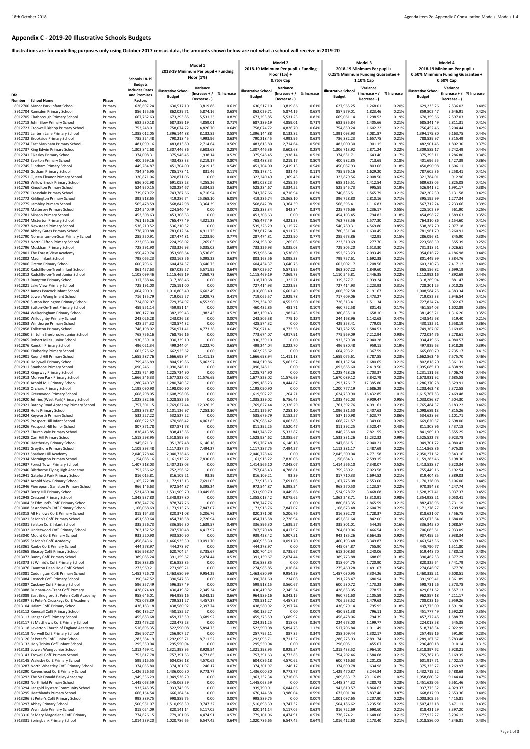## Appendix C - 2019-20 Illustrative Schools Budgets

**Illustrations are for modelling purposes only using October 2017 census data, the amounts shown below are not what a school will receive in 2019-20**

| Dfe Number | School Name | Phase | Schools 18-19 Budgets Includes Rates and Premises Factors | Model 1 2018-19 Minimum Per pupil + Funding Floor (1%) Illustrative School Budget | Model 1 Variance (Increase + / Decrease - ) | Model 1 % Increase | Model 2 2018-19 Minimum Per pupil + Funding Floor (1%) + 0.75% Cap Illustrative School Budget | Model 2 Variance (Increase + / Decrease - ) | Model 2 % Increase | Model 3 2018-19 Minimum Per pupil + 0.25% Minimum Funding Guarantee + 1.10% Cap Illustrative School Budget | Model 3 Variance (Increase + / Decrease - ) | Model 3 % Increase | Model 4 2018-19 Minimum Per pupil + 0.50% Minimum Funding Guarantee + 0.50% Cap Illustrative School Budget | Model 4 Variance (Increase + / Decrease - ) | Model 4 % Increase |
|---|---|---|---|---|---|---|---|---|---|---|---|---|---|---|---|
| 8912700 | Manor Park Infant School | Primary | 626,697.24 | 630,517.10 | 3,819.86 | 0.61% | 630,517.10 | 3,819.86 | 0.61% | 627,965.25 | 1,268.01 | 0.20% | 629,233.26 | 2,536.02 | 0.40% |
| 8912704 | Ramsden Primary School | Primary | 856,155.56 | 862,029.71 | 5,874.16 | 0.68% | 862,029.71 | 5,874.16 | 0.68% | 857,979.01 | 1,823.46 | 0.21% | 859,802.47 | 3,646.91 | 0.42% |
| 8912705 | Clarborough Primary School | Primary | 667,762.63 | 673,293.85 | 5,531.23 | 0.82% | 673,293.85 | 5,531.23 | 0.82% | 669,061.14 | 1,298.52 | 0.19% | 670,359.66 | 2,597.03 | 0.39% |
| 8912718 | John Blow Primary School | Primary | 682,530.18 | 687,389.19 | 4,859.01 | 0.71% | 687,389.19 | 4,859.01 | 0.71% | 683,935.84 | 1,405.66 | 0.21% | 685,341.49 | 2,811.31 | 0.41% |
| 8912723 | Cropwell Bishop Primary School | Primary | 753,248.01 | 758,074.72 | 4,826.70 | 0.64% | 758,074.72 | 4,826.70 | 0.64% | 754,850.24 | 1,602.22 | 0.21% | 756,452.46 | 3,204.44 | 0.42% |
| 8912731 | Lantern Lane Primary School | Primary | 1,388,012.05 | 1,396,144.88 | 8,132.82 | 0.58% | 1,396,144.88 | 8,132.82 | 0.58% | 1,391,093.93 | 3,081.87 | 0.22% | 1,394,175.80 | 6,163.75 | 0.44% |
| 8912732 | Brookside Primary School | Primary | 785,224.48 | 790,218.45 | 4,993.96 | 0.63% | 790,218.45 | 4,993.96 | 0.63% | 786,882.23 | 1,657.75 | 0.21% | 788,539.97 | 3,315.49 | 0.42% |
| 8912734 | East Markham Primary School | Primary | 481,099.16 | 483,813.80 | 2,714.64 | 0.56% | 483,813.80 | 2,714.64 | 0.56% | 482,000.30 | 901.15 | 0.19% | 482,901.45 | 1,802.30 | 0.37% |
| 8912737 | King Edwin Primary School | Primary | 1,303,842.68 | 1,307,446.36 | 3,603.68 | 0.28% | 1,307,446.36 | 3,603.68 | 0.28% | 1,306,713.92 | 2,871.24 | 0.22% | 1,309,585.17 | 5,742.49 | 0.44% |
| 8912741 | Elkesley Primary School | Primary | 374,008.31 | 375,946.45 | 1,938.14 | 0.52% | 375,946.45 | 1,938.14 | 0.52% | 374,651.71 | 643.40 | 0.17% | 375,295.11 | 1,286.80 | 0.34% |
| 8912742 | Everton Primary School | Primary | 400,269.16 | 403,488.33 | 3,219.17 | 0.80% | 403,488.33 | 3,219.17 | 0.80% | 400,982.85 | 713.69 | 0.18% | 401,696.55 | 1,427.39 | 0.36% |
| 8912745 | Flintham Primary School | Primary | 449,284.87 | 451,704.00 | 2,419.13 | 0.54% | 451,704.00 | 2,419.13 | 0.54% | 450,087.93 | 803.06 | 0.18% | 450,890.98 | 1,606.11 | 0.36% |
| 8912748 | Gotham Primary School | Primary | 784,346.95 | 785,178.41 | 831.46 | 0.11% | 785,178.41 | 831.46 | 0.11% | 785,976.16 | 1,629.20 | 0.21% | 787,605.36 | 3,258.41 | 0.41% |
| 8912751 | Queen Eleanor Primary School | Primary | 320,871.06 | 320,871.06 | 0.00 | 0.00% | 322,240.49 | 1,369.43 | 0.42% | 322,879.56 | 2,008.50 | 0.62% | 321,784.01 | 912.96 | 0.28% |
| 8912768 | Willow Brook Primary School | Primary | 686,802.98 | 691,058.23 | 4,255.26 | 0.62% | 691,058.23 | 4,255.26 | 0.62% | 688,215.51 | 1,412.54 | 0.21% | 689,628.05 | 2,825.08 | 0.41% |
| 8912769 | Kinoulton Primary School | Primary | 524,950.15 | 528,284.67 | 3,334.52 | 0.63% | 528,284.67 | 3,334.52 | 0.63% | 525,945.73 | 995.59 | 0.19% | 526,941.32 | 1,991.17 | 0.38% |
| 8912770 | Crossdale Primary School | Primary | 739,070.72 | 743,787.66 | 4,716.93 | 0.63% | 743,787.66 | 4,716.93 | 0.63% | 740,636.51 | 1,565.79 | 0.21% | 742,202.30 | 3,131.58 | 0.42% |
| 8912772 | Kirklington Primary School | Primary | 393,918.65 | 419,286.74 | 25,368.10 | 6.05% | 419,286.74 | 25,368.10 | 6.05% | 396,728.80 | 2,810.16 | 0.71% | 395,195.99 | 1,277.34 | 0.32% |
| 8912775 | Lambley Primary School | Primary | 565,478.59 | 568,842.98 | 3,364.39 | 0.59% | 568,842.98 | 3,364.39 | 0.59% | 566,595.41 | 1,116.83 | 0.20% | 567,712.24 | 2,233.66 | 0.39% |
| 8912779 | Mattersey Primary School | Primary | 224,540.49 | 224,540.49 | 0.00 | 0.00% | 225,383.34 | 842.84 | 0.37% | 225,776.66 | 1,236.17 | 0.55% | 225,102.39 | 561.90 | 0.25% |
| 8912781 | Misson Primary School | Primary | 453,308.63 | 453,308.63 | 0.00 | 0.00% | 453,308.63 | 0.00 | 0.00% | 454,103.45 | 794.82 | 0.18% | 454,898.27 | 1,589.63 | 0.35% |
| 8912784 | Misterton Primary School | Primary | 761,156.26 | 765,477.49 | 4,321.23 | 0.56% | 765,477.49 | 4,321.23 | 0.56% | 762,733.56 | 1,577.30 | 0.21% | 764,310.86 | 3,154.60 | 0.41% |
| 8912787 | Newstead Primary School | Primary | 536,210.52 | 536,210.52 | 0.00 | 0.00% | 539,326.29 | 3,115.77 | 0.58% | 540,780.31 | 4,569.80 | 0.85% | 538,287.70 | 2,077.18 | 0.39% |
| 8912788 | Abbey Gates Primary School | Primary | 778,700.88 | 783,612.64 | 4,911.75 | 0.63% | 783,612.64 | 4,911.75 | 0.63% | 780,331.34 | 1,630.45 | 0.21% | 781,961.79 | 3,260.91 | 0.42% |
| 8912790 | Normanton-on-Soar Primary School | Primary | 285,250.91 | 287,474.81 | 2,223.90 | 0.77% | 287,474.81 | 2,223.90 | 0.77% | 285,673.86 | 422.95 | 0.15% | 286,096.81 | 845.90 | 0.30% |
| 8912793 | North Clifton Primary School | Primary | 223,033.00 | 224,298.02 | 1,265.03 | 0.56% | 224,298.02 | 1,265.03 | 0.56% | 223,310.69 | 277.70 | 0.12% | 223,588.39 | 555.39 | 0.25% |
| 8912796 | Muskham Primary School | Primary | 728,291.90 | 733,326.93 | 5,035.03 | 0.69% | 733,326.93 | 5,035.03 | 0.69% | 729,805.20 | 1,513.30 | 0.21% | 731,318.51 | 3,026.61 | 0.41% |
| 8912801 | The Forest View Academy | Primary | 950,429.74 | 953,966.64 | 3,536.89 | 0.37% | 953,966.64 | 3,536.89 | 0.37% | 952,523.23 | 2,093.49 | 0.22% | 954,616.72 | 4,186.98 | 0.44% |
| 8912802 | Maun Infant School | Primary | 798,065.23 | 803,163.56 | 5,098.33 | 0.63% | 803,163.56 | 5,098.33 | 0.63% | 799,757.61 | 1,692.38 | 0.21% | 801,449.99 | 3,384.76 | 0.42% |
| 8912806 | Orston Primary School | Primary | 600,793.61 | 604,434.37 | 3,640.75 | 0.60% | 604,434.37 | 3,640.75 | 0.60% | 602,002.17 | 1,208.56 | 0.20% | 603,210.73 | 2,417.12 | 0.40% |
| 8912810 | Radcliffe-on-Trent Infant School | Primary | 861,457.63 | 867,029.57 | 5,571.95 | 0.64% | 867,029.57 | 5,571.95 | 0.64% | 863,307.22 | 1,849.60 | 0.21% | 865,156.82 | 3,699.19 | 0.43% |
| 8912812 | Radcliffe-on-Trent Junior School | Primary | 1,108,099.46 | 1,115,469.19 | 7,369.73 | 0.66% | 1,115,469.19 | 7,369.73 | 0.66% | 1,110,545.81 | 2,446.35 | 0.22% | 1,112,992.16 | 4,892.69 | 0.44% |
| 8912813 | Rampton Primary School | Primary | 317,388.46 | 317,388.46 | 0.00 | 0.00% | 318,710.68 | 1,322.21 | 0.41% | 319,327.71 | 1,939.24 | 0.61% | 318,269.94 | 881.47 | 0.28% |
| 8912821 | Lake View Primary School | Primary | 725,191.00 | 725,191.00 | 0.00 | 0.00% | 727,414.93 | 2,223.93 | 0.31% | 727,414.93 | 2,223.93 | 0.31% | 728,201.25 | 3,010.25 | 0.41% |
| 8912822 | James Peacock Infant School | Primary | 1,004,200.91 | 1,010,803.40 | 6,602.49 | 0.65% | 1,010,803.40 | 6,602.49 | 0.65% | 1,006,392.58 | 2,191.67 | 0.22% | 1,008,584.25 | 4,383.34 | 0.43% |
| 8912824 | Lowe's Wong Infant School | Primary | 716,135.79 | 719,065.57 | 2,929.78 | 0.41% | 719,065.57 | 2,929.78 | 0.41% | 717,609.06 | 1,473.27 | 0.21% | 719,082.33 | 2,946.54 | 0.41% |
| 8912826 | Sutton Bonington Primary School | Primary | 724,802.07 | 729,354.97 | 4,552.90 | 0.62% | 729,354.97 | 4,552.90 | 0.62% | 726,313.41 | 1,511.34 | 0.21% | 727,824.74 | 3,022.67 | 0.42% |
| 8912829 | Sutton-On-Trent Primary School | Primary | 459,951.14 | 459,951.14 | 0.00 | 0.00% | 460,432.85 | 481.71 | 0.10% | 460,752.58 | 801.45 | 0.17% | 461,554.03 | 1,602.89 | 0.35% |
| 8912844 | Walkeringham Primary School | Primary | 380,177.00 | 382,159.43 | 1,982.43 | 0.52% | 382,159.43 | 1,982.43 | 0.52% | 380,835.10 | 658.10 | 0.17% | 381,493.21 | 1,316.20 | 0.35% |
| 8912850 | Willoughby Primary School | Primary | 243,026.28 | 243,026.28 | 0.00 | 0.00% | 243,805.38 | 779.10 | 0.32% | 244,168.96 | 1,142.68 | 0.47% | 243,545.68 | 519.40 | 0.21% |
| 8912853 | Winthorpe Primary School | Primary | 428,574.32 | 428,574.32 | 0.00 | 0.00% | 428,574.32 | 0.00 | 0.00% | 429,353.41 | 779.09 | 0.18% | 430,132.51 | 1,558.19 | 0.36% |
| 8912858 | Tollerton Primary School | Primary | 746,198.02 | 750,971.41 | 4,773.38 | 0.64% | 750,971.41 | 4,773.38 | 0.64% | 747,782.55 | 1,584.53 | 0.21% | 749,367.07 | 3,169.05 | 0.42% |
| 8912860 | Sir John Sherbrooke Junior School | Primary | 768,756.16 | 768,756.16 | 0.00 | 0.00% | 773,674.07 | 4,917.91 | 0.64% | 775,969.09 | 7,212.94 | 0.94% | 772,034.76 | 3,278.61 | 0.42% |
| 8912865 | Robert Miles Junior School | Primary | 930,339.10 | 930,339.10 | 0.00 | 0.00% | 930,339.10 | 0.00 | 0.00% | 932,379.38 | 2,040.28 | 0.22% | 934,419.66 | 4,080.57 | 0.44% |
| 8912876 | Ranskill Primary School | Primary | 496,021.34 | 499,244.04 | 3,222.70 | 0.65% | 499,244.04 | 3,222.70 | 0.65% | 496,980.48 | 959.15 | 0.19% | 497,939.63 | 1,918.29 | 0.39% |
| 8912900 | Kimberley Primary School | Primary | 662,925.62 | 662,925.62 | 0.00 | 0.00% | 662,925.62 | 0.00 | 0.00% | 664,293.21 | 1,367.59 | 0.21% | 665,660.79 | 2,735.17 | 0.41% |
| 8912901 | Round Hill Primary School | Primary | 1,655,287.76 | 1,666,698.94 | 11,411.18 | 0.68% | 1,666,698.94 | 11,411.18 | 0.68% | 1,659,075.61 | 3,787.85 | 0.23% | 1,662,863.46 | 7,575.70 | 0.46% |
| 8912910 | Hollywell Primary School | Primary | 799,456.89 | 804,519.86 | 5,062.97 | 0.63% | 804,519.86 | 5,062.97 | 0.63% | 801,137.54 | 1,680.65 | 0.21% | 802,818.20 | 3,361.31 | 0.42% |
| 8912911 | Stanhope Primary School | Primary | 1,090,246.11 | 1,090,246.11 | 0.00 | 0.00% | 1,090,246.11 | 0.00 | 0.00% | 1,092,665.60 | 2,419.50 | 0.22% | 1,095,085.10 | 4,838.99 | 0.44% |
| 8912912 | Kingsway Primary School | Primary | 1,225,724.90 | 1,225,724.90 | 0.00 | 0.00% | 1,225,724.90 | 0.00 | 0.00% | 1,228,428.26 | 2,703.37 | 0.22% | 1,231,131.63 | 5,406.74 | 0.44% |
| 8912913 | Morven Park Primary School | Primary | 1,666,246.33 | 1,677,823.02 | 11,576.69 | 0.69% | 1,677,823.02 | 11,576.69 | 0.69% | 1,670,089.12 | 3,842.79 | 0.23% | 1,673,931.92 | 7,685.58 | 0.46% |
| 8912916 | Arnold Mill Primary School | Primary | 1,280,740.37 | 1,280,740.37 | 0.00 | 0.00% | 1,289,185.23 | 8,444.87 | 0.66% | 1,293,126.17 | 12,385.80 | 0.96% | 1,286,370.28 | 5,629.91 | 0.44% |
| 8912918 | Orchard Primary School | Primary | 1,198,090.90 | 1,198,090.90 | 0.00 | 0.00% | 1,198,090.90 | 0.00 | 0.00% | 1,200,777.19 | 2,686.29 | 0.22% | 1,203,463.48 | 5,372.58 | 0.45% |
| 8912919 | Greenwood Primary School | Primary | 1,608,298.05 | 1,608,298.05 | 0.00 | 0.00% | 1,619,502.27 | 11,204.21 | 0.69% | 1,624,730.90 | 16,432.85 | 1.01% | 1,615,767.53 | 7,469.48 | 0.46% |
| 8912920 | Jeffries (West Park)Primary School | Primary | 1,028,582.56 | 1,028,582.56 | 0.00 | 0.00% | 1,035,339.02 | 6,756.45 | 0.65% | 1,038,492.03 | 9,909.47 | 0.95% | 1,033,086.87 | 4,504.30 | 0.44% |
| 8912921 | Barnby Road Academy Primary School | Primary | 1,757,301.15 | 1,769,627.44 | 12,326.29 | 0.70% | 1,769,627.44 | 12,326.29 | 0.70% | 1,761,392.76 | 4,091.61 | 0.23% | 1,765,484.37 | 8,183.22 | 0.46% |
| 8912923 | Holly Primary School | Primary | 1,093,873.87 | 1,101,126.97 | 7,253.10 | 0.66% | 1,101,126.97 | 7,253.10 | 0.66% | 1,096,281.50 | 2,407.63 | 0.22% | 1,098,689.13 | 4,815.26 | 0.44% |
| 8912924 | Keyworth Primary School | Primary | 532,527.22 | 532,527.22 | 0.00 | 0.00% | 535,679.79 | 3,152.57 | 0.59% | 537,150.98 | 4,623.77 | 0.86% | 534,628.93 | 2,101.71 | 0.39% |
| 8912925 | Prospect Hill Infant School | Primary | 666,922.57 | 670,986.42 | 4,063.85 | 0.61% | 670,986.42 | 4,063.85 | 0.61% | 668,271.57 | 1,349.00 | 0.20% | 669,620.57 | 2,698.00 | 0.40% |
| 8912926 | Prospect Hill Junior School | Primary | 807,871.78 | 807,871.78 | 0.00 | 0.00% | 811,392.25 | 3,520.47 | 0.43% | 811,392.25 | 3,520.47 | 0.43% | 811,308.96 | 3,437.18 | 0.42% |
| 8912927 | Church Vale Primary School | Primary | 838,413.85 | 838,413.85 | 0.00 | 0.00% | 843,746.72 | 5,332.87 | 0.63% | 846,235.40 | 7,821.55 | 0.92% | 841,969.10 | 3,555.25 | 0.42% |
| 8912928 | Carr Hill Primary School | Primary | 1,518,598.95 | 1,518,598.95 | 0.00 | 0.00% | 1,528,984.62 | 10,385.67 | 0.68% | 1,533,831.26 | 15,232.32 | 0.99% | 1,525,522.73 | 6,923.78 | 0.45% |
| 8912930 | Heatherley Primary School | Primary | 945,621.31 | 951,767.48 | 6,146.18 | 0.65% | 951,767.48 | 6,146.18 | 0.65% | 947,661.51 | 2,040.21 | 0.22% | 949,701.72 | 4,080.42 | 0.43% |
| 8912931 | Greythorn Primary School | Primary | 1,109,893.48 | 1,117,387.75 | 7,494.27 | 0.67% | 1,117,387.75 | 7,494.27 | 0.67% | 1,112,381.17 | 2,487.69 | 0.22% | 1,114,868.86 | 4,975.38 | 0.45% |
| 8912933 | Sparken Hill Academy | Primary | 2,040,728.46 | 2,040,728.46 | 0.00 | 0.00% | 2,040,728.46 | 0.00 | 0.00% | 2,045,500.04 | 4,771.58 | 0.23% | 2,050,271.62 | 9,543.16 | 0.47% |
| 8912934 | Mornington Primary School | Primary | 1,154,085.16 | 1,161,915.22 | 7,830.06 | 0.67% | 1,161,915.22 | 7,830.06 | 0.67% | 1,156,684.31 | 2,599.15 | 0.22% | 1,159,283.46 | 5,198.30 | 0.45% |
| 8912937 | Forest Town Primary School | Primary | 1,407,218.03 | 1,407,218.03 | 0.00 | 0.00% | 1,414,566.10 | 7,348.07 | 0.52% | 1,414,566.10 | 7,348.07 | 0.52% | 1,413,538.37 | 6,320.34 | 0.45% |
| 8912940 | Bilsthorpe Flying High Academy | Primary | 752,256.62 | 752,256.62 | 0.00 | 0.00% | 757,045.43 | 4,788.81 | 0.63% | 759,280.21 | 7,023.58 | 0.93% | 755,449.16 | 3,192.54 | 0.42% |
| 8912941 | Gateford Park Primary School | Primary | 816,015.81 | 816,109.21 | 93.39 | 0.01% | 816,109.21 | 93.39 | 0.01% | 817,710.33 | 1,694.52 | 0.21% | 819,404.85 | 3,389.03 | 0.41% |
| 8912942 | Arnold View Primary School | Primary | 1,165,222.08 | 1,172,913.13 | 7,691.05 | 0.66% | 1,172,913.13 | 7,691.05 | 0.66% | 1,167,775.08 | 2,553.00 | 0.22% | 1,170,328.08 | 5,106.00 | 0.44% |
| 8912946 | Pierrepont Gamston Primary School | Primary | 966,146.63 | 972,544.87 | 6,398.24 | 0.66% | 972,544.87 | 6,398.24 | 0.66% | 968,270.50 | 2,123.87 | 0.22% | 970,394.38 | 4,247.74 | 0.44% |
| 8912947 | Berry Hill Primary School | Primary | 1,521,460.04 | 1,531,909.70 | 10,449.66 | 0.68% | 1,531,909.70 | 10,449.66 | 0.68% | 1,524,928.72 | 3,468.68 | 0.23% | 1,528,397.41 | 6,937.37 | 0.45% |
| 8912948 | Crescent Primary School | Primary | 1,348,937.80 | 1,348,937.80 | 0.00 | 0.00% | 1,358,013.42 | 9,075.62 | 0.67% | 1,362,248.71 | 13,310.91 | 0.98% | 1,354,988.21 | 6,050.41 | 0.45% |
| 8913004 | St Edmund's CofE Primary School | Primary | 878,747.76 | 878,747.76 | 0.00 | 0.00% | 878,747.76 | 0.00 | 0.00% | 880,613.35 | 1,865.59 | 0.21% | 882,478.95 | 3,731.19 | 0.42% |
| 8913008 | St Andrew's CofE Primary School | Primary | 1,166,068.69 | 1,173,915.76 | 7,847.07 | 0.67% | 1,173,915.76 | 7,847.07 | 0.67% | 1,168,673.48 | 2,604.79 | 0.22% | 1,171,278.27 | 5,209.58 | 0.44% |
| 8913018 | All Hallows CofE Primary School | Primary | 815,164.33 | 820,371.08 | 5,206.76 | 0.63% | 820,371.08 | 5,206.76 | 0.63% | 816,892.70 | 1,728.37 | 0.21% | 818,621.07 | 3,456.75 | 0.42% |
| 8913021 | St John's CofE Primary School | Primary | 451,989.64 | 454,716.58 | 2,726.94 | 0.60% | 454,716.58 | 2,726.94 | 0.60% | 452,831.64 | 842.00 | 0.19% | 453,673.64 | 1,684.00 | 0.37% |
| 8913031 | Selston CofE Infant School | Primary | 335,256.73 | 336,896.30 | 1,639.57 | 0.49% | 336,896.30 | 1,639.57 | 0.49% | 335,801.01 | 544.29 | 0.16% | 336,345.30 | 1,088.57 | 0.32% |
| 8913032 | Underwood CofE Primary School | Primary | 703,152.52 | 707,570.48 | 4,417.97 | 0.62% | 707,570.48 | 4,417.97 | 0.62% | 704,619.06 | 1,466.54 | 0.21% | 706,085.61 | 2,933.09 | 0.42% |
| 8913040 | Mount CofE Primary School | Primary | 933,520.90 | 933,520.90 | 0.00 | 0.00% | 939,428.42 | 5,907.51 | 0.63% | 942,185.26 | 8,664.35 | 0.92% | 937,459.25 | 3,938.34 | 0.42% |
| 8913055 | St John's CofE Academy | Primary | 1,456,843.61 | 1,466,935.30 | 10,091.70 | 0.69% | 1,466,935.30 | 10,091.70 | 0.69% | 1,460,193.48 | 3,349.87 | 0.23% | 1,463,543.36 | 6,699.75 | 0.46% |
| 8913061 | Ranby CofE Primary School | Primary | 444,278.97 | 444,278.97 | 0.00 | 0.00% | 444,278.97 | 0.00 | 0.00% | 445,034.87 | 755.90 | 0.17% | 445,790.77 | 1,511.80 | 0.34% |
| 8913065 | Bleasby CofE Primary School | Primary | 616,968.57 | 620,704.24 | 3,735.67 | 0.60% | 620,704.24 | 3,735.67 | 0.60% | 618,208.63 | 1,240.06 | 0.20% | 619,448.70 | 2,480.13 | 0.40% |
| 8913072 | Bunny CofE Primary School | Primary | 389,085.24 | 391,159.67 | 2,074.44 | 0.53% | 391,159.67 | 2,074.44 | 0.53% | 389,773.88 | 688.65 | 0.18% | 390,462.53 | 1,377.29 | 0.35% |
| 8913073 | St Wilfrid's CofE Primary School | Primary | 816,883.85 | 816,883.85 | 0.00 | 0.00% | 816,883.85 | 0.00 | 0.00% | 818,604.75 | 1,720.90 | 0.21% | 820,325.64 | 3,441.79 | 0.42% |
| 8913076 | Caunton Dean Hole CofE School | Primary | 273,969.21 | 273,969.21 | 0.00 | 0.00% | 274,985.85 | 1,016.64 | 0.37% | 275,460.28 | 1,491.07 | 0.54% | 274,646.97 | 677.76 | 0.25% |
| 8913081 | Coddington CofE Primary School | Primary | 1,453,726.70 | 1,463,680.99 | 9,954.29 | 0.68% | 1,463,680.99 | 9,954.29 | 0.68% | 1,457,030.95 | 3,304.26 | 0.23% | 1,460,335.21 | 6,608.51 | 0.45% |
| 8913084 | Costock CofE Primary School | Primary | 390,547.53 | 390,547.53 | 0.00 | 0.00% | 390,781.60 | 234.08 | 0.06% | 391,228.47 | 680.94 | 0.17% | 391,909.41 | 1,361.89 | 0.35% |
| 8913087 | Cuckney CofE Primary School | Primary | 596,357.49 | 596,357.49 | 0.00 | 0.00% | 599,918.15 | 3,560.67 | 0.59% | 600,530.72 | 4,173.23 | 0.69% | 598,731.26 | 2,373.78 | 0.40% |
| 8913088 | Dunham-on-Trent CofE Primary | Primary | 428,074.49 | 430,419.82 | 2,345.34 | 0.54% | 430,419.82 | 2,345.34 | 0.54% | 428,853.05 | 778.57 | 0.18% | 429,631.62 | 1,557.13 | 0.36% |
| 8913089 | East Bridgford St Peters CofE Academy | Primary | 958,646.01 | 964,989.16 | 6,343.15 | 0.66% | 964,989.16 | 6,343.15 | 0.66% | 960,751.60 | 2,105.59 | 0.22% | 962,857.18 | 4,211.17 | 0.44% |
| 8913097 | St Peter's Crosskeys CofE Academy | Primary | 705,073.89 | 709,531.27 | 4,457.37 | 0.63% | 709,531.27 | 4,457.37 | 0.63% | 706,553.52 | 1,479.63 | 0.21% | 708,033.15 | 2,959.26 | 0.42% |
| 8913104 | Halam CofE Primary School | Primary | 436,183.18 | 438,580.92 | 2,397.74 | 0.55% | 438,580.92 | 2,397.74 | 0.55% | 436,979.14 | 795.95 | 0.18% | 437,775.09 | 1,591.90 | 0.36% |
| 8913112 | Kneesall CofE Primary School | Primary | 450,185.27 | 450,185.27 | 0.00 | 0.00% | 450,185.27 | 0.00 | 0.00% | 450,981.38 | 796.11 | 0.18% | 451,777.49 | 1,592.22 | 0.35% |
| 8913113 | Langar CofE Primary School | Primary | 455,683.68 | 459,373.59 | 3,689.92 | 0.80% | 459,373.59 | 3,689.92 | 0.80% | 456,478.06 | 794.39 | 0.17% | 457,272.45 | 1,588.77 | 0.35% |
| 8913117 | St Matthew's CofE Primary School | Primary | 223,473.23 | 223,473.23 | 0.00 | 0.00% | 224,291.25 | 818.03 | 0.36% | 224,673.00 | 1,199.77 | 0.53% | 224,018.58 | 545.35 | 0.24% |
| 8913118 | Leverton Church of England Academy | Primary | 516,695.35 | 522,590.08 | 5,894.73 | 1.13% | 522,590.08 | 5,894.73 | 1.13% | 517,706.84 | 1,011.49 | 0.20% | 518,718.34 | 2,022.99 | 0.39% |
| 8913119 | Norwell CofE Primary School | Primary | 256,907.27 | 256,907.27 | 0.00 | 0.00% | 257,795.11 | 887.85 | 0.34% | 258,209.44 | 1,302.17 | 0.50% | 257,499.16 | 591.90 | 0.23% |
| 8913126 | St Peter's CofE Junior School | Primary | 1,283,384.19 | 1,292,095.71 | 8,711.52 | 0.67% | 1,292,095.71 | 8,711.52 | 0.67% | 1,286,275.93 | 2,891.74 | 0.22% | 1,289,167.67 | 5,783.48 | 0.45% |
| 8913132 | Holy Trinity CofE Infant School | Primary | 295,550.04 | 295,550.04 | 0.00 | 0.00% | 295,550.04 | 0.00 | 0.00% | 296,005.11 | 455.07 | 0.15% | 296,460.18 | 910.14 | 0.31% |
| 8913133 | Lowe's Wong Junior School | Primary | 1,312,469.41 | 1,321,398.95 | 8,929.54 | 0.68% | 1,321,398.95 | 8,929.54 | 0.68% | 1,315,433.52 | 2,964.10 | 0.23% | 1,318,397.62 | 5,928.21 | 0.45% |
| 8913143 | Trowell CofE Primary School | Primary | 752,617.78 | 757,391.63 | 4,773.85 | 0.63% | 757,391.63 | 4,773.85 | 0.63% | 754,202.46 | 1,584.68 | 0.21% | 755,787.13 | 3,169.35 | 0.42% |
| 8913145 | Walesby CofE Primary School | Primary | 599,515.55 | 604,086.18 | 4,570.62 | 0.76% | 604,086.18 | 4,570.62 | 0.76% | 600,716.63 | 1,201.08 | 0.20% | 601,917.71 | 2,402.15 | 0.40% |
| 8913287 | North Wheatley CofE Primary School | Primary | 374,055.80 | 374,301.97 | 246.17 | 0.07% | 374,301.97 | 246.17 | 0.07% | 374,690.78 | 634.98 | 0.17% | 375,325.77 | 1,269.97 | 0.34% |
| 8913290 | Ravenshead CofE Primary School | Primary | 1,426,226.53 | 1,436,000.30 | 9,773.77 | 0.68% | 1,436,000.30 | 9,773.77 | 0.68% | 1,429,470.87 | 3,244.34 | 0.23% | 1,432,715.22 | 6,488.69 | 0.45% |
| 8913292 | The Sir Donald Bailey Academy | Primary | 1,949,536.29 | 1,949,536.29 | 0.00 | 0.00% | 1,963,252.34 | 13,716.06 | 0.70% | 1,969,653.17 | 20,116.89 | 1.02% | 1,958,680.32 | 9,144.04 | 0.47% |
| 8913293 | Northfield Primary School | Primary | 1,445,063.59 | 1,445,063.59 | 0.00 | 0.00% | 1,445,063.59 | 0.00 | 0.00% | 1,448,344.32 | 3,280.73 | 0.23% | 1,451,625.05 | 6,561.46 | 0.45% |
| 8913294 | Langold Dyscarr Community School | Primary | 933,745.95 | 933,745.95 | 0.00 | 0.00% | 939,790.01 | 6,044.06 | 0.64% | 942,610.57 | 8,864.62 | 0.94% | 937,775.32 | 4,029.37 | 0.43% |
| 8913295 | Heathlands Primary School | Primary | 666,164.54 | 666,164.54 | 0.00 | 0.00% | 670,144.58 | 3,980.04 | 0.59% | 672,001.94 | 5,837.40 | 0.87% | 668,817.90 | 2,653.36 | 0.40% |
| 8913296 | St Peter's CofE Academy | Primary | 998,889.75 | 998,889.75 | 0.00 | 0.00% | 998,889.75 | 0.00 | 0.00% | 1,001,097.65 | 2,207.90 | 0.22% | 1,003,305.55 | 4,415.81 | 0.44% |
| 8913297 | Abbey Primary School | Primary | 1,500,951.07 | 1,510,698.39 | 9,747.32 | 0.65% | 1,510,698.39 | 9,747.32 | 0.65% | 1,504,186.62 | 3,235.56 | 0.22% | 1,507,422.18 | 6,471.11 | 0.43% |
| 8913298 | Wynndale Primary School | Primary | 815,024.09 | 820,141.14 | 5,117.05 | 0.62% | 820,141.14 | 5,117.05 | 0.62% | 816,722.69 | 1,698.60 | 0.21% | 818,421.29 | 3,397.20 | 0.42% |
| 8913310 | St Mary Magdalene CofE Primary | Primary | 774,626.15 | 779,101.06 | 4,474.91 | 0.57% | 779,101.06 | 4,474.91 | 0.57% | 776,274.21 | 1,648.06 | 0.21% | 777,922.27 | 3,296.12 | 0.42% |
| 8913331 | Springbank Primary School | Primary | 1,014,239.20 | 1,020,786.65 | 6,547.45 | 0.64% | 1,020,786.65 | 6,547.45 | 0.64% | 1,016,412.60 | 2,173.40 | 0.21% | 1,018,586.00 | 4,346.81 | 0.43% |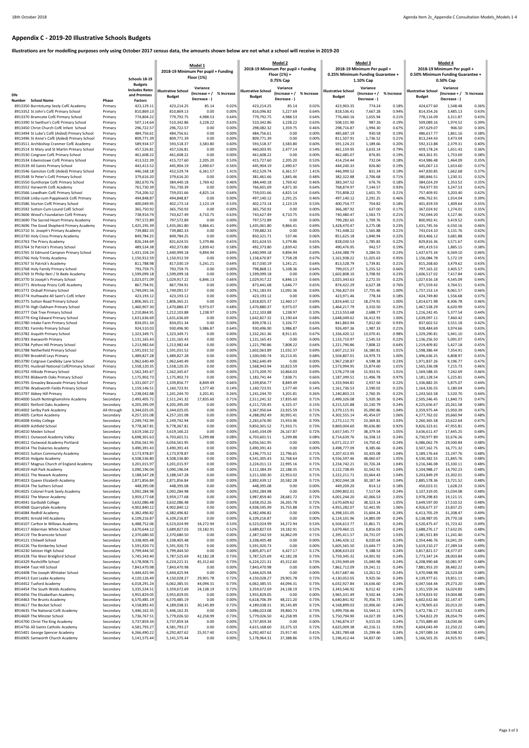## Appendix C - 2019-20 Illustrative Schools Budgets

**Illustrations are for modelling purposes only using October 2017 census data, the amounts shown below are not what a school will receive in 2019-20**

| | | | Model 1 | | | Model 2 | | | Model 3 | | | Model 4 | | |
|---|---|---|---|---|---|---|---|---|---|---|---|---|---|---|
| | | Schools 18-19 | 2018-19 Minimum Per pupil + Funding Floor (1%) | | | 2018-19 Minimum Per pupil + Funding Floor (1%) + 0.75% Cap | | | 2018-19 Minimum Per pupil + 0.25% Minimum Funding Guarantee + 1.10% Cap | | | 2018-19 Minimum Per pupil + 0.50% Minimum Funding Guarantee + 0.50% Cap | | |
| Dfe Number School Name | Phase | Budgets Includes Rates and Premises Factors | Illustrative School Budget | Variance (Increase + / Decrease - ) | % Increase | Illustrative School Budget | Variance (Increase + / Decrease - ) | % Increase | Illustrative School Budget | Variance (Increase + / Decrease - ) | % Increase | Illustrative School Budget | Variance (Increase + / Decrease - ) | % Increase |
| 8913350 Burntstump Seely CofE Academy | Primary | 423,129.11 | 423,214.25 | 85.14 | 0.02% | 423,214.25 | 85.14 | 0.02% | 423,903.35 | 774.24 | 0.18% | 424,677.60 | 1,548.48 | 0.36% |
| 8913352 St John's CofE Primary School | Primary | 810,869.13 | 810,869.13 | 0.00 | 0.00% | 816,096.82 | 5,227.69 | 0.64% | 818,536.41 | 7,667.28 | 0.94% | 814,354.26 | 3,485.13 | 0.43% |
| 8913370 Bramcote CofE Primary School | Primary | 774,804.22 | 779,792.75 | 4,988.53 | 0.64% | 779,792.75 | 4,988.53 | 0.64% | 776,460.16 | 1,655.94 | 0.21% | 778,116.09 | 3,311.87 | 0.43% |
| 8913390 St Swithun's CofE Primary School | Primary | 507,114.64 | 510,342.86 | 3,228.22 | 0.63% | 510,342.86 | 3,228.22 | 0.63% | 508,101.90 | 987.26 | 0.19% | 509,089.16 | 1,974.52 | 0.39% |
| 8913450 Christ Church CofE Infant School | Primary | 296,722.57 | 296,722.57 | 0.00 | 0.00% | 298,082.32 | 1,359.75 | 0.46% | 298,716.87 | 1,994.30 | 0.67% | 297,629.07 | 906.50 | 0.30% |
| 8913494 St Luke's CofE (Aided) Primary School | Primary | 484,756.61 | 484,756.61 | 0.00 | 0.00% | 484,756.61 | 0.00 | 0.00% | 485,687.19 | 930.58 | 0.19% | 486,617.77 | 1,861.16 | 0.38% |
| 8913496 St Anne's CofE (Aided) Primary School | Primary | 809,771.39 | 809,771.39 | 0.00 | 0.00% | 809,771.39 | 0.00 | 0.00% | 811,507.91 | 1,736.52 | 0.21% | 813,244.43 | 3,473.04 | 0.43% |
| 8913511 Archbishop Cranmer CofE Academy | Primary | 589,934.57 | 593,518.37 | 3,583.80 | 0.60% | 593,518.37 | 3,583.80 | 0.60% | 591,124.23 | 1,189.66 | 0.20% | 592,313.88 | 2,379.31 | 0.40% |
| 8913514 St Mary and St Martin Primary School | Primary | 457,526.81 | 457,526.81 | 0.00 | 0.00% | 460,003.95 | 2,477.14 | 0.54% | 461,159.95 | 3,633.14 | 0.79% | 459,178.24 | 1,651.43 | 0.36% |
| 8913530 Cotgrave CofE Primary School | Primary | 461,608.22 | 461,608.22 | 0.00 | 0.00% | 461,608.22 | 0.00 | 0.00% | 462,485.07 | 876.85 | 0.19% | 463,361.91 | 1,753.69 | 0.38% |
| 8913534 Edwinstowe CofE Primary School | Primary | 413,522.39 | 415,727.60 | 2,205.20 | 0.53% | 415,727.60 | 2,205.20 | 0.53% | 414,254.44 | 732.04 | 0.18% | 414,986.48 | 1,464.09 | 0.35% |
| 8913539 All Saints Primary School | Primary | 443,413.52 | 445,904.19 | 2,490.67 | 0.56% | 445,904.19 | 2,490.67 | 0.56% | 444,240.33 | 826.80 | 0.19% | 445,067.13 | 1,653.60 | 0.37% |
| 8913546 Gamston CofE (Aided) Primary School | Primary | 446,168.18 | 452,529.74 | 6,361.57 | 1.41% | 452,529.74 | 6,361.57 | 1.41% | 446,999.52 | 831.34 | 0.19% | 447,830.85 | 1,662.68 | 0.37% |
| 8913548 St Peter's CofE Primary School | Primary | 379,616.20 | 379,616.20 | 0.00 | 0.00% | 381,461.66 | 1,845.46 | 0.48% | 382,322.88 | 2,706.68 | 0.71% | 380,846.51 | 1,230.31 | 0.32% |
| 8913550 Gunthorpe CofE Primary School | Primary | 382,670.76 | 384,440.18 | 1,769.42 | 0.46% | 384,440.18 | 1,769.42 | 0.46% | 383,347.52 | 676.76 | 0.18% | 384,024.29 | 1,353.52 | 0.35% |
| 8913552 Harworth CofE Academy | Primary | 761,730.39 | 761,730.39 | 0.00 | 0.00% | 766,601.69 | 4,871.30 | 0.64% | 768,874.97 | 7,144.57 | 0.93% | 764,977.93 | 3,247.53 | 0.42% |
| 8913566 Lowdham CofE Primary School | Primary | 754,206.52 | 759,031.66 | 4,825.14 | 0.64% | 759,031.66 | 4,825.14 | 0.64% | 755,808.22 | 1,601.70 | 0.21% | 757,409.92 | 3,203.40 | 0.42% |
| 8913568 Linby-cum-Papplewick CofE Primary | Primary | 494,848.87 | 494,848.87 | 0.00 | 0.00% | 497,140.12 | 2,291.25 | 0.46% | 497,140.12 | 2,291.25 | 0.46% | 496,762.91 | 1,914.04 | 0.39% |
| 8913586 Sturton CofE Primary School | Primary | 400,049.95 | 402,173.14 | 2,123.19 | 0.53% | 402,173.14 | 2,123.19 | 0.53% | 400,754.77 | 704.82 | 0.18% | 401,459.59 | 1,409.64 | 0.35% |
| 8913592 Sutton-Cum-Lound CofE School | Primary | 365,750.92 | 365,750.92 | 0.00 | 0.00% | 365,750.92 | 0.00 | 0.00% | 366,387.92 | 637.00 | 0.17% | 367,024.92 | 1,274.01 | 0.35% |
| 8913606 Wood's Foundation CofE Primary | Primary | 738,916.74 | 743,627.49 | 4,710.75 | 0.64% | 743,627.49 | 4,710.75 | 0.63% | 740,480.47 | 1,563.73 | 0.21% | 742,044.20 | 3,127.46 | 0.42% |
| 8913690 The Sacred Heart Primary Academy | Primary | 797,572.89 | 797,572.89 | 0.00 | 0.00% | 797,572.89 | 0.00 | 0.00% | 799,282.65 | 1,709.76 | 0.21% | 800,992.41 | 3,419.52 | 0.43% |
| 8913696 The Good Shepherd Primary Academy | Primary | 1,425,195.39 | 1,435,061.80 | 9,866.41 | 0.69% | 1,435,061.80 | 9,866.41 | 0.69% | 1,428,470.47 | 3,275.08 | 0.23% | 1,431,745.56 | 6,550.16 | 0.46% |
| 8913710 St. Joseph's Primary Academy | Primary | 739,882.33 | 739,882.33 | 0.00 | 0.00% | 739,882.33 | 0.00 | 0.00% | 741,448.22 | 1,565.88 | 0.21% | 743,014.10 | 3,131.76 | 0.42% |
| 8913730 Holy Cross Primary Academy | Primary | 849,784.25 | 849,784.25 | 0.00 | 0.00% | 850,321.71 | 537.46 | 0.06% | 851,625.18 | 1,840.94 | 0.22% | 853,466.12 | 3,681.88 | 0.43% |
| 8913763 The Priory Academy | Primary | 826,244.69 | 831,624.55 | 5,379.86 | 0.65% | 831,624.55 | 5,379.86 | 0.65% | 828,030.53 | 1,785.83 | 0.22% | 829,816.36 | 3,571.67 | 0.43% |
| 8913764 St Patrick's Primary School | Primary | 489,534.38 | 492,373.80 | 2,839.42 | 0.58% | 492,373.80 | 2,839.42 | 0.58% | 490,476.95 | 942.57 | 0.19% | 491,419.53 | 1,885.15 | 0.38% |
| 8913765 St Edmund Campion Primary School | Primary | 1,431,104.24 | 1,440,999.18 | 9,894.94 | 0.69% | 1,440,999.18 | 9,894.94 | 0.69% | 1,434,388.79 | 3,284.55 | 0.23% | 1,437,673.34 | 6,569.10 | 0.46% |
| 8913766 Holy Trinity Academy | Primary | 1,150,912.59 | 1,150,912.59 | 0.00 | 0.00% | 1,158,670.87 | 7,758.28 | 0.67% | 1,161,938.22 | 11,025.63 | 0.95% | 1,156,084.78 | 5,172.19 | 0.45% |
| 8913767 St Patrick's Academy | Primary | 811,788.98 | 817,030.19 | 5,241.21 | 0.64% | 817,030.19 | 5,241.21 | 0.64% | 813,528.79 | 1,739.81 | 0.21% | 815,268.60 | 3,479.62 | 0.43% |
| 8913768 Holy Family Primary School | Primary | 793,759.75 | 793,759.75 | 0.00 | 0.00% | 798,868.11 | 5,108.36 | 0.64% | 799,015.27 | 5,255.52 | 0.66% | 797,165.32 | 3,405.57 | 0.43% |
| 8913769 St Philip Neri / St Bede Academy | Primary | 1,599,099.18 | 1,599,099.18 | 0.00 | 0.00% | 1,599,099.18 | 0.00 | 0.00% | 1,602,808.10 | 3,708.92 | 0.23% | 1,606,517.02 | 7,417.84 | 0.46% |
| 8913770 St Joseph's Primary School | Primary | 1,023,071.09 | 1,029,917.22 | 6,846.13 | 0.66% | 1,029,917.22 | 6,846.13 | 0.66% | 1,025,343.63 | 2,272.55 | 0.22% | 1,027,616.18 | 4,545.09 | 0.44% |
| 8913771 Worksop Priory CofE Academy | Primary | 867,794.91 | 867,794.91 | 0.00 | 0.00% | 873,441.68 | 5,646.77 | 0.65% | 874,422.29 | 6,627.38 | 0.76% | 871,559.42 | 3,764.51 | 0.43% |
| 8913772 Ordsall Primary School | Primary | 1,749,091.56 | 1,749,091.57 | 0.00 | 0.00% | 1,761,183.93 | 12,092.36 | 0.69% | 1,766,827.03 | 17,735.46 | 1.00% | 1,757,153.14 | 8,061.57 | 0.46% |
| 8913774 Huthwaite All Saint's CofE Infant | Primary | 423,193.12 | 423,193.12 | 0.00 | 0.00% | 423,193.12 | 0.00 | 0.00% | 423,971.46 | 778.34 | 0.18% | 424,749.80 | 1,556.68 | 0.37% |
| 8913775 Sutton Road Primary School | Primary | 1,806,365.21 | 1,806,365.21 | 0.00 | 0.00% | 1,818,825.37 | 12,460.17 | 0.69% | 1,824,640.12 | 18,274.91 | 1.01% | 1,814,671.98 | 8,306.78 | 0.46% |
| 8913776 High Oakham Primary School | Primary | 1,460,907.30 | 1,470,880.37 | 9,973.07 | 0.68% | 1,470,880.37 | 9,973.07 | 0.68% | 1,464,217.79 | 3,310.50 | 0.23% | 1,467,528.29 | 6,620.99 | 0.45% |
| 8913777 Oak Tree Primary School | Primary | 1,210,864.91 | 1,212,103.88 | 1,238.97 | 0.10% | 1,212,103.88 | 1,238.97 | 0.10% | 1,213,553.68 | 2,688.77 | 0.22% | 1,216,242.45 | 5,377.54 | 0.44% |
| 8913779 King Edward Primary School | Primary | 1,631,636.69 | 1,631,636.69 | 0.00 | 0.00% | 1,642,827.32 | 11,190.64 | 0.68% | 1,648,049.62 | 16,412.93 | 1.00% | 1,639,097.11 | 7,460.42 | 0.46% |
| 8913780 Intake Farm Primary School | Primary | 834,051.34 | 834,051.34 | 0.00 | 0.00% | 839,378.11 | 5,326.77 | 0.63% | 841,863.94 | 7,812.60 | 0.93% | 837,602.52 | 3,551.18 | 0.42% |
| 8913781 Farmilo Primary School | Primary | 924,510.03 | 930,496.90 | 5,986.87 | 0.64% | 930,496.90 | 5,986.87 | 0.64% | 926,497.36 | 1,987.33 | 0.21% | 928,484.69 | 3,974.66 | 0.43% |
| 8913782 Asquith Primary School | Primary | 1,323,349.71 | 1,323,349.71 | 0.00 | 0.00% | 1,332,261.36 | 8,911.65 | 0.67% | 1,336,420.12 | 13,070.41 | 0.98% | 1,329,290.81 | 5,941.10 | 0.45% |
| 8913783 Awsworth Primary | Primary | 1,131,165.43 | 1,131,165.43 | 0.00 | 0.00% | 1,131,165.43 | 0.00 | 0.00% | 1,133,710.97 | 2,545.53 | 0.22% | 1,136,256.50 | 5,091.07 | 0.45% |
| 8913784 Python Hill Primary School | Primary | 1,213,982.64 | 1,213,982.64 | 0.00 | 0.00% | 1,221,790.86 | 7,808.22 | 0.64% | 1,221,790.86 | 7,808.22 | 0.64% | 1,219,409.82 | 5,427.18 | 0.45% |
| 8913788 Netherfield Primary School | Primary | 1,591,031.52 | 1,591,031.52 | 0.00 | 0.00% | 1,602,063.89 | 11,032.37 | 0.69% | 1,607,212.33 | 16,180.81 | 1.01% | 1,598,386.44 | 7,354.91 | 0.46% |
| 8913789 Brookhill Leys Primary | Primary | 1,489,827.28 | 1,489,827.28 | 0.00 | 0.00% | 1,500,040.74 | 10,213.45 | 0.68% | 1,504,807.01 | 14,979.73 | 1.00% | 1,496,636.25 | 6,808.97 | 0.45% |
| 8913790 Cotgrave Candleby Lane School | Primary | 1,962,640.49 | 1,962,640.49 | 0.00 | 0.00% | 1,962,640.49 | 0.00 | 0.00% | 1,967,238.87 | 4,598.38 | 0.23% | 1,971,837.26 | 9,196.77 | 0.47% |
| 8913791 Hucknall National CofEPrimary School | Primary | 1,558,120.35 | 1,558,120.35 | 0.00 | 0.00% | 1,568,943.94 | 10,823.59 | 0.69% | 1,573,994.95 | 15,874.60 | 1.01% | 1,565,336.08 | 7,215.73 | 0.46% |
| 8913792 Hillside Primary School | Primary | 1,562,345.67 | 1,562,345.67 | 0.00 | 0.00% | 1,573,209.70 | 10,864.03 | 0.69% | 1,578,279.58 | 15,933.91 | 1.01% | 1,569,588.35 | 7,242.69 | 0.46% |
| 8913793 Bildworth Oaks Primary School | Primary | 1,175,902.73 | 1,175,902.73 | 0.00 | 0.00% | 1,183,741.44 | 7,838.71 | 0.66% | 1,187,399.51 | 11,496.78 | 0.97% | 1,181,128.54 | 5,225.81 | 0.44% |
| 8913795 Greasley Beauvale Primary School | Primary | 1,331,007.27 | 1,339,856.77 | 8,849.49 | 0.66% | 1,339,856.77 | 8,849.49 | 0.66% | 1,333,944.81 | 2,937.54 | 0.22% | 1,336,882.35 | 5,875.07 | 0.44% |
| 8913796 Wadsworth Fields Primary School | Primary | 1,159,146.51 | 1,160,723.91 | 1,577.40 | 0.14% | 1,160,723.91 | 1,577.40 | 0.14% | 1,161,736.53 | 2,590.02 | 0.22% | 1,164,326.55 | 5,180.04 | 0.44% |
| 8913797 Abbey Hill Primary | Primary | 1,238,042.88 | 1,241,244.70 | 3,201.81 | 0.26% | 1,241,244.70 | 3,201.81 | 0.26% | 1,240,803.23 | 2,760.35 | 0.22% | 1,243,563.58 | 5,520.70 | 0.44% |
| 8914000 South Nottinghamshire Academy | Secondary | 2,493,405.72 | 2,511,241.32 | 17,835.60 | 0.71% | 2,511,241.32 | 17,835.60 | 0.71% | 2,499,326.08 | 5,920.36 | 0.24% | 2,505,246.45 | 11,840.73 | 0.47% |
| 8914001 Retford Oaks Academy | Secondary | 4,205,395.09 | 4,205,395.09 | 0.00 | 0.00% | 4,211,720.45 | 6,325.37 | 0.15% | 4,215,525.88 | 10,130.79 | 0.24% | 4,225,656.67 | 20,261.58 | 0.48% |
| 8914002 Serlby Park Academy | All-through | 3,344,025.05 | 3,344,025.05 | 0.00 | 0.00% | 3,367,950.64 | 23,925.59 | 0.71% | 3,379,115.91 | 35,090.86 | 1.04% | 3,359,975.44 | 15,950.39 | 0.47% |
| 8914005 Carlton Academy | Secondary | 4,257,101.08 | 4,257,101.08 | 0.00 | 0.00% | 4,288,092.49 | 30,991.41 | 0.72% | 4,302,555.14 | 45,454.07 | 1.06% | 4,277,762.02 | 20,660.94 | 0.48% |
| 8914008 Kirkby College | Secondary | 2,249,742.94 | 2,249,742.94 | 0.00 | 0.00% | 2,265,676.90 | 15,933.96 | 0.70% | 2,273,112.75 | 23,369.81 | 1.03% | 2,260,365.58 | 10,622.64 | 0.47% |
| 8914009 Ashfield School | Secondary | 9,778,367.81 | 9,778,367.81 | 0.00 | 0.00% | 9,850,301.52 | 71,933.71 | 0.73% | 9,869,004.60 | 90,636.80 | 0.92% | 9,826,323.61 | 47,955.81 | 0.49% |
| 8914010 Meden School | Secondary | 3,619,166.22 | 3,619,166.22 | 0.00 | 0.00% | 3,645,334.09 | 26,167.87 | 0.72% | 3,657,545.77 | 38,379.54 | 1.05% | 3,636,611.47 | 17,445.25 | 0.48% |
| 8914011 Outwood Academy Valley | Secondary | 6,698,301.63 | 6,703,601.51 | 5,299.88 | 0.08% | 6,703,601.51 | 5,299.88 | 0.08% | 6,714,639.76 | 16,338.13 | 0.24% | 6,730,977.89 | 32,676.26 | 0.49% |
| 8914012 Outwood Academy Portland | Secondary | 6,056,561.95 | 6,056,561.95 | 0.00 | 0.00% | 6,056,561.95 | 0.00 | 0.00% | 6,071,312.37 | 14,750.42 | 0.24% | 6,086,062.79 | 29,500.84 | 0.48% |
| 8914014 The Dukeries Academy | Secondary | 3,490,391.43 | 3,490,391.43 | 0.00 | 0.00% | 3,490,391.43 | 0.00 | 0.00% | 3,498,777.09 | 8,385.66 | 0.24% | 3,507,162.75 | 16,771.32 | 0.48% |
| 8914015 Sutton Community Academy | Secondary | 3,173,978.87 | 3,173,978.87 | 0.00 | 0.00% | 3,196,775.52 | 22,796.65 | 0.71% | 3,207,413.95 | 33,435.08 | 1.04% | 3,189,176.64 | 15,197.76 | 0.48% |
| 8914016 Holgate Academy | Secondary | 4,508,536.80 | 4,508,536.80 | 0.00 | 0.00% | 4,541,305.43 | 32,768.64 | 0.72% | 4,556,597.46 | 48,060.67 | 1.05% | 4,530,382.55 | 21,845.76 | 0.48% |
| 8914017 Magnus Church of England Academy | Secondary | 3,201,015.97 | 3,201,015.97 | 0.00 | 0.00% | 3,224,011.13 | 22,995.16 | 0.71% | 3,234,742.21 | 33,726.24 | 1.04% | 3,216,346.08 | 15,330.11 | 0.48% |
| 8914019 Hall Park Academy | Secondary | 3,090,196.04 | 3,090,196.04 | 0.00 | 0.00% | 3,112,384.39 | 22,188.35 | 0.71% | 3,122,738.95 | 32,542.91 | 1.04% | 3,104,988.27 | 14,792.23 | 0.48% |
| 8914022 The Newark Academy | Secondary | 3,188,547.28 | 3,188,547.28 | 0.00 | 0.00% | 3,211,500.30 | 22,953.02 | 0.71% | 3,222,211.71 | 33,664.43 | 1.04% | 3,203,849.29 | 15,302.01 | 0.48% |
| 8914023 Queen Elizabeth Academy | Secondary | 2,871,856.84 | 2,871,856.84 | 0.00 | 0.00% | 2,892,439.12 | 20,582.28 | 0.71% | 2,902,044.18 | 30,187.34 | 1.04% | 2,885,578.36 | 13,721.52 | 0.48% |
| 8914024 The Suthers School | Secondary | 448,395.08 | 448,395.08 | 0.00 | 0.00% | 448,395.08 | 0.00 | 0.00% | 449,209.20 | 814.12 | 0.18% | 450,023.31 | 1,628.23 | 0.36% |
| 8914025 Colonel Frank Seely Academy | Secondary | 3,092,284.98 | 3,092,284.98 | 0.00 | 0.00% | 3,092,284.98 | 0.00 | 0.00% | 3,099,802.01 | 7,517.04 | 0.24% | 3,107,319.05 | 15,034.08 | 0.48% |
| 8914032 The Manor Academy | Secondary | 3,959,177.68 | 3,959,177.68 | 0.00 | 0.00% | 3,987,859.40 | 28,681.72 | 0.72% | 4,001,244.20 | 42,066.53 | 1.05% | 3,978,298.83 | 19,121.15 | 0.48% |
| 8914041 Garibaldi College | Secondary | 3,632,086.48 | 3,632,086.48 | 0.00 | 0.00% | 3,658,352.26 | 26,265.78 | 0.72% | 3,670,609.62 | 38,523.14 | 1.05% | 3,649,597.00 | 17,510.52 | 0.48% |
| 8914068 Quarrydale Academy | Secondary | 4,902,840.12 | 4,902,840.12 | 0.00 | 0.00% | 4,938,595.99 | 35,755.88 | 0.73% | 4,955,282.07 | 52,441.95 | 1.06% | 4,926,677.37 | 23,837.25 | 0.48% |
| 8914084 Redhill Academy | Secondary | 6,382,496.82 | 6,382,496.82 | 0.00 | 0.00% | 6,382,496.82 | 0.00 | 0.00% | 6,398,101.05 | 15,604.24 | 0.24% | 6,413,705.29 | 31,208.47 | 0.49% |
| 8914091 Arnold Hill Academy | Secondary | 6,109,216.87 | 6,109,216.87 | 0.00 | 0.00% | 6,109,216.87 | 0.00 | 0.00% | 6,124,101.96 | 14,885.09 | 0.24% | 6,138,987.05 | 29,770.18 | 0.49% |
| 8914107 Carlton le Willows Academy | Secondary | 6,488,752.06 | 6,523,024.99 | 34,272.94 | 0.53% | 6,523,024.99 | 34,272.94 | 0.53% | 6,504,613.77 | 15,861.71 | 0.24% | 6,520,475.47 | 31,723.42 | 0.49% |
| 8914117 Alderman White School | Secondary | 3,670,644.12 | 3,689,827.03 | 19,182.91 | 0.52% | 3,689,827.03 | 19,182.91 | 0.52% | 3,679,460.15 | 8,816.03 | 0.24% | 3,688,276.17 | 17,632.05 | 0.48% |
| 8914119 The Bramcote School | Secondary | 2,370,680.50 | 2,370,680.50 | 0.00 | 0.00% | 2,387,542.59 | 16,862.09 | 0.71% | 2,395,411.57 | 24,731.07 | 1.03% | 2,381,921.89 | 11,241.40 | 0.47% |
| 8914121 Chilwell School | Secondary | 3,338,405.48 | 3,338,405.48 | 0.00 | 0.00% | 3,338,405.48 | 0.00 | 0.00% | 3,346,426.12 | 8,020.64 | 0.24% | 3,354,446.76 | 16,041.29 | 0.48% |
| 8914226 The Kimberley School | Secondary | 5,591,920.73 | 5,591,920.73 | 0.00 | 0.00% | 5,591,920.73 | 0.00 | 0.00% | 5,605,565.50 | 13,644.77 | 0.24% | 5,619,210.27 | 27,289.54 | 0.49% |
| 8914230 Selston High School | Secondary | 3,799,444.50 | 3,799,444.50 | 0.00 | 0.00% | 3,805,871.67 | 6,427.17 | 0.17% | 3,808,633.03 | 9,188.53 | 0.24% | 3,817,821.57 | 18,377.07 | 0.48% |
| 8914328 The West Bridgford School | Secondary | 5,745,343.40 | 5,787,525.69 | 42,182.28 | 0.73% | 5,787,525.69 | 42,182.28 | 0.73% | 5,759,345.32 | 14,001.92 | 0.24% | 5,773,347.24 | 28,003.84 | 0.49% |
| 8914329 Rushcliffe School | Secondary | 6,178,908.71 | 6,224,221.31 | 45,312.60 | 0.73% | 6,224,221.31 | 45,312.60 | 0.73% | 6,193,949.69 | 15,040.98 | 0.24% | 6,208,990.68 | 30,081.97 | 0.48% |
| 8914404 Toot Hill School | Secondary | 7,843,470.98 | 7,843,470.98 | 0.00 | 0.00% | 7,843,470.98 | 0.00 | 0.00% | 7,862,712.09 | 19,241.11 | 0.24% | 7,881,953.20 | 38,482.22 | 0.49% |
| 8914408 The Joseph Whitaker School | Secondary | 5,444,425.94 | 5,444,425.94 | 0.00 | 0.00% | 5,444,425.94 | 0.00 | 0.00% | 5,457,687.46 | 13,261.52 | 0.24% | 5,470,948.98 | 26,523.04 | 0.48% |
| 8914413 East Leake Academy | Secondary | 4,120,126.49 | 4,150,028.27 | 29,901.78 | 0.72% | 4,150,028.27 | 29,901.78 | 0.72% | 4,130,052.05 | 9,925.56 | 0.24% | 4,139,977.61 | 19,851.11 | 0.48% |
| 8914452 Tuxford Academy | Secondary | 6,018,291.24 | 6,062,385.55 | 44,094.31 | 0.73% | 6,062,385.55 | 44,094.31 | 0.73% | 6,032,927.84 | 14,636.60 | 0.24% | 6,047,564.44 | 29,273.20 | 0.48% |
| 8914454 The South Wolds Academy | Secondary | 3,335,534.51 | 3,359,672.69 | 24,138.19 | 0.72% | 3,359,672.69 | 24,138.19 | 0.72% | 3,343,546.92 | 8,012.42 | 0.24% | 3,351,559.34 | 16,024.83 | 0.48% |
| 8914456 The Elizabethan Academy | Secondary | 3,955,829.05 | 3,955,829.05 | 0.00 | 0.00% | 3,955,829.05 | 0.00 | 0.00% | 3,965,331.49 | 9,502.44 | 0.24% | 3,974,833.92 | 19,004.88 | 0.48% |
| 8914463 The Brunts Academy | Secondary | 6,570,485.19 | 6,570,485.19 | 0.00 | 0.00% | 6,618,706.39 | 48,221.20 | 0.73% | 6,640,841.92 | 70,356.73 | 1.06% | 6,602,632.66 | 32,147.47 | 0.49% |
| 8914617 The Becket School | Secondary | 4,158,892.43 | 4,189,038.31 | 30,145.89 | 0.72% | 4,189,038.31 | 30,145.89 | 0.72% | 4,168,899.03 | 10,006.60 | 0.24% | 4,178,905.63 | 20,013.20 | 0.48% |
| 8914635 The National CofE Academy | Secondary | 5,446,162.35 | 5,446,162.35 | 0.00 | 0.00% | 5,486,023.08 | 39,860.73 | 0.73% | 5,499,706.46 | 53,544.11 | 0.97% | 5,472,736.17 | 26,573.82 | 0.49% |
| 8914669 The Minster School | Secondary | 5,736,767.51 | 5,779,026.50 | 42,258.99 | 0.73% | 5,779,026.50 | 42,258.99 | 0.73% | 5,750,794.90 | 14,027.39 | 0.24% | 5,764,822.29 | 28,054.79 | 0.49% |
| 8914700 Christ The King Academy | Secondary | 3,737,859.34 | 3,737,859.34 | 0.00 | 0.00% | 3,737,859.34 | 0.00 | 0.00% | 3,746,874.37 | 9,015.03 | 0.24% | 3,755,889.40 | 18,030.06 | 0.48% |
| 8914756 All Saints Catholic Academy | Secondary | 4,581,793.27 | 4,581,793.27 | 0.00 | 0.00% | 4,615,168.60 | 33,375.33 | 0.72% | 4,625,009.38 | 43,216.11 | 0.93% | 4,604,043.49 | 22,250.22 | 0.48% |
| 8915401 George Spencer Academy | Secondary | 6,266,490.22 | 6,292,407.62 | 25,917.40 | 0.41% | 6,292,407.62 | 25,917.40 | 0.41% | 6,281,789.68 | 15,299.46 | 0.24% | 6,297,089.14 | 30,598.92 | 0.49% |
| 8916905 Samworth Church Academy | Secondary | 5,141,575.44 | 5,141,575.44 | 0.00 | 0.00% | 5,178,964.31 | 37,388.86 | 0.72% | 5,196,412.44 | 54,837.00 | 1.06% | 5,166,501.35 | 24,925.91 | 0.48% |